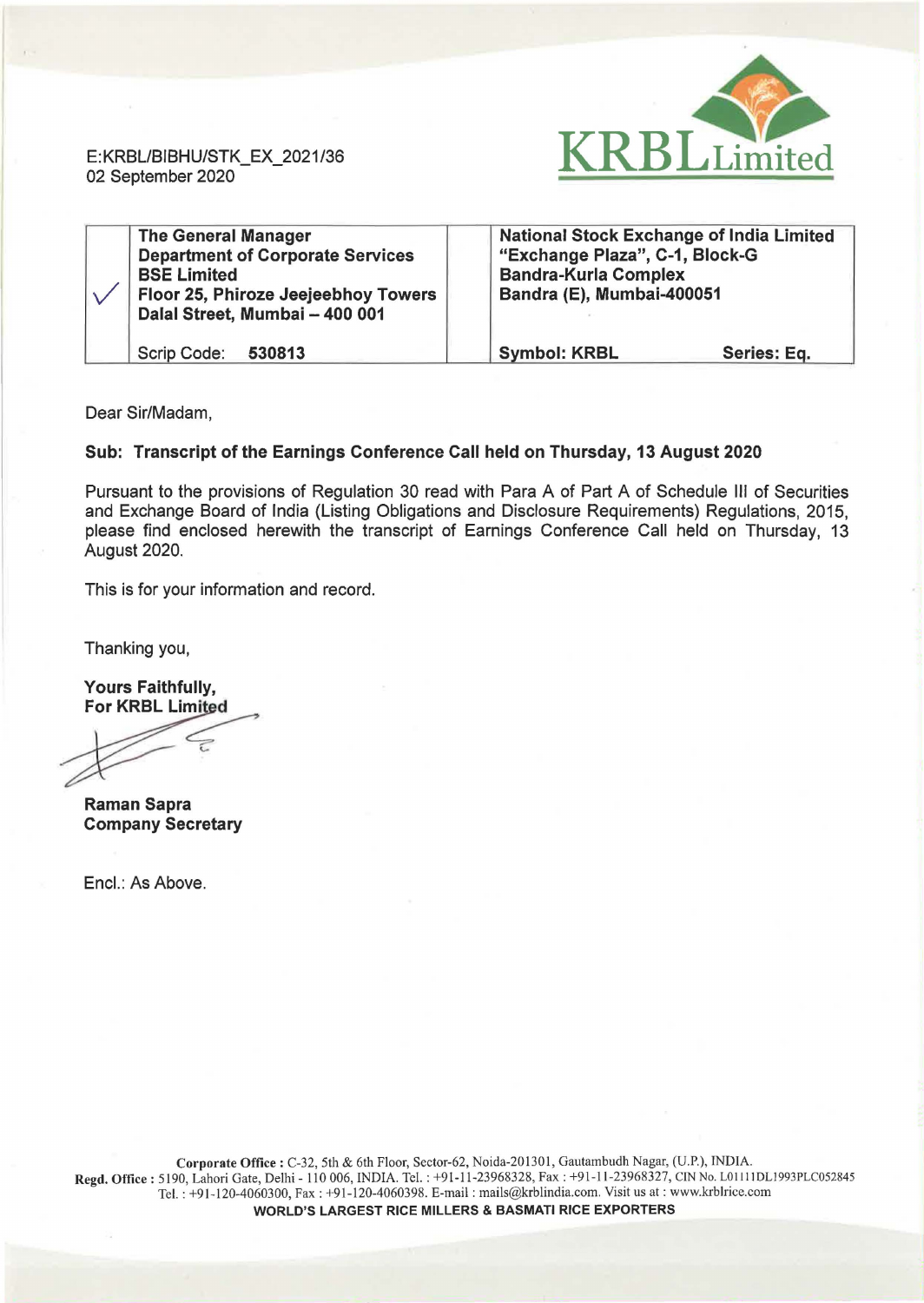E:KRBL/BIBHU/STK_EX_2021/36
02 September 2020

| ✓ | **The General Manager** **Department of Corporate Services** **BSE Limited** **Floor 25, Phiroze Jeejeebhoy Towers** **Dalal Street, Mumbai – 400 001** | | **National Stock Exchange of India Limited** **"Exchange Plaza", C-1, Block-G** **Bandra-Kurla Complex** **Bandra (E), Mumbai-400051** | |
|---|---|---|---|---|
| | Scrip Code: **530813** | | **Symbol: KRBL** | **Series: Eq.** |

Dear Sir/Madam,

**Sub: Transcript of the Earnings Conference Call held on Thursday, 13 August 2020**

Pursuant to the provisions of Regulation 30 read with Para A of Part A of Schedule III of Securities and Exchange Board of India (Listing Obligations and Disclosure Requirements) Regulations, 2015, please find enclosed herewith the transcript of Earnings Conference Call held on Thursday, 13 August 2020.

This is for your information and record.

Thanking you,

**Yours Faithfully,**
**For KRBL Limited**

**Raman Sapra**
**Company Secretary**

Encl.: As Above.

**Corporate Office :** C-32, 5th & 6th Floor, Sector-62, Noida-201301, Gautambudh Nagar, (U.P.), INDIA.
**Regd. Office :** 5190, Lahori Gate, Delhi - 110 006, INDIA. Tel. : +91-11-23968328, Fax : +91-11-23968327, CIN No. L01111DL1993PLC052845
Tel. : +91-120-4060300, Fax : +91-120-4060398. E-mail : mails@krblindia.com. Visit us at : www.krblrice.com
**WORLD'S LARGEST RICE MILLERS & BASMATI RICE EXPORTERS**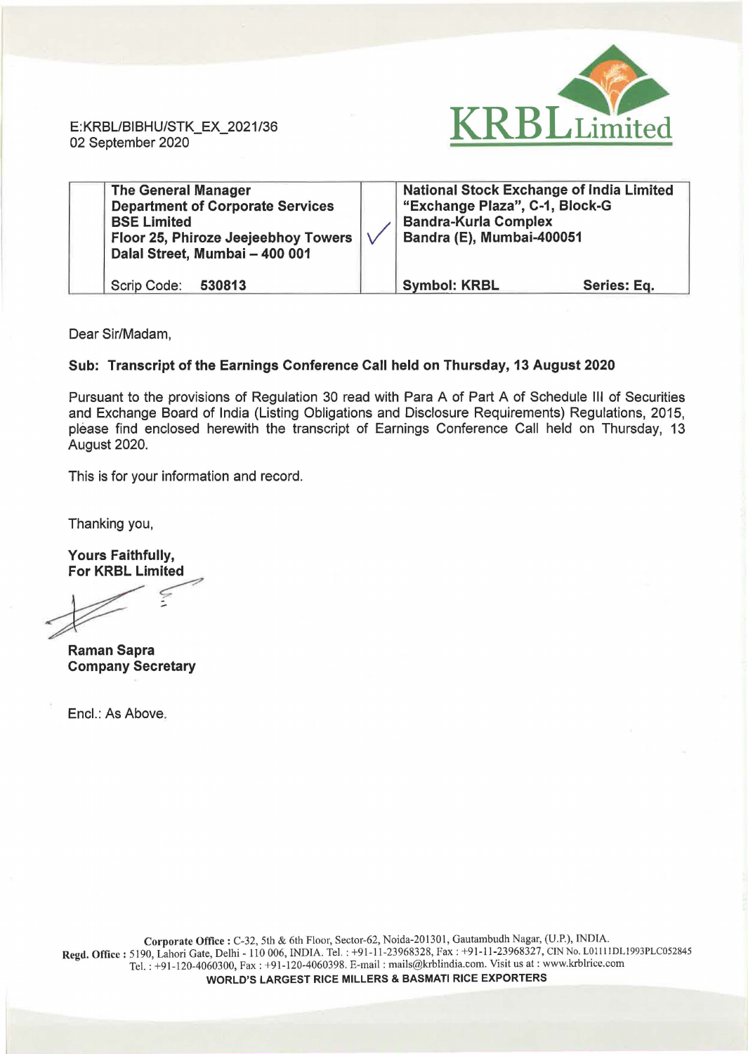E:KRBL/BIBHU/STK_EX_2021/36
02 September 2020

KRBL Limited

| | The General Manager<br>Department of Corporate Services<br>BSE Limited<br>Floor 25, Phiroze Jeejeebhoy Towers<br>Dalal Street, Mumbai – 400 001 | ✓ | National Stock Exchange of India Limited<br>"Exchange Plaza", C-1, Block-G<br>Bandra-Kurla Complex<br>Bandra (E), Mumbai-400051 |
|---|---|---|---|
| | Scrip Code: **530813** | | **Symbol: KRBL** **Series: Eq.** |

Dear Sir/Madam,

**Sub: Transcript of the Earnings Conference Call held on Thursday, 13 August 2020**

Pursuant to the provisions of Regulation 30 read with Para A of Part A of Schedule III of Securities and Exchange Board of India (Listing Obligations and Disclosure Requirements) Regulations, 2015, please find enclosed herewith the transcript of Earnings Conference Call held on Thursday, 13 August 2020.

This is for your information and record.

Thanking you,

**Yours Faithfully,**
**For KRBL Limited**

**Raman Sapra**
**Company Secretary**

Encl.: As Above.

**Corporate Office :** C-32, 5th & 6th Floor, Sector-62, Noida-201301, Gautambudh Nagar, (U.P.), INDIA.
**Regd. Office :** 5190, Lahori Gate, Delhi - 110 006, INDIA. Tel. : +91-11-23968328, Fax : +91-11-23968327, CIN No. L01111DL1993PLC052845
Tel. : +91-120-4060300, Fax : +91-120-4060398. E-mail : mails@krblindia.com. Visit us at : www.krblrice.com
**WORLD'S LARGEST RICE MILLERS & BASMATI RICE EXPORTERS**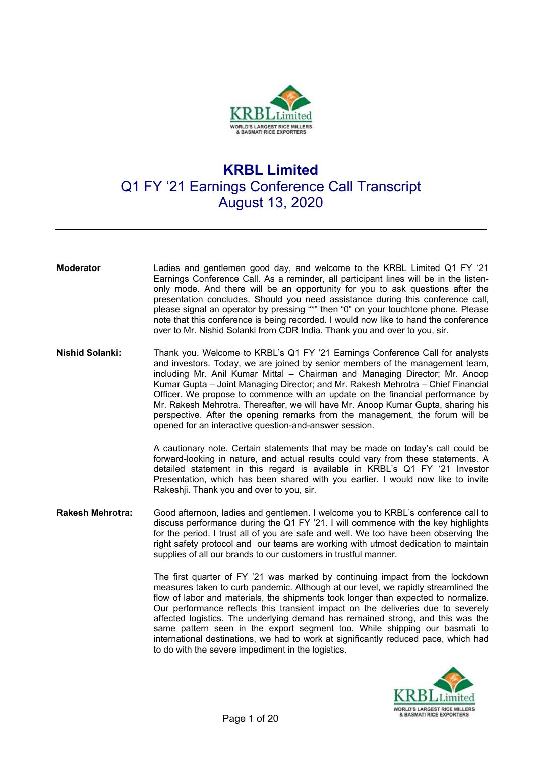# KRBL Limited

## Q1 FY '21 Earnings Conference Call Transcript
## August 13, 2020

---

**Moderator** Ladies and gentlemen good day, and welcome to the KRBL Limited Q1 FY '21 Earnings Conference Call. As a reminder, all participant lines will be in the listen-only mode. And there will be an opportunity for you to ask questions after the presentation concludes. Should you need assistance during this conference call, please signal an operator by pressing "*" then "0" on your touchtone phone. Please note that this conference is being recorded. I would now like to hand the conference over to Mr. Nishid Solanki from CDR India. Thank you and over to you, sir.

**Nishid Solanki:** Thank you. Welcome to KRBL's Q1 FY '21 Earnings Conference Call for analysts and investors. Today, we are joined by senior members of the management team, including Mr. Anil Kumar Mittal – Chairman and Managing Director; Mr. Anoop Kumar Gupta – Joint Managing Director; and Mr. Rakesh Mehrotra – Chief Financial Officer. We propose to commence with an update on the financial performance by Mr. Rakesh Mehrotra. Thereafter, we will have Mr. Anoop Kumar Gupta, sharing his perspective. After the opening remarks from the management, the forum will be opened for an interactive question-and-answer session.

A cautionary note. Certain statements that may be made on today's call could be forward-looking in nature, and actual results could vary from these statements. A detailed statement in this regard is available in KRBL's Q1 FY '21 Investor Presentation, which has been shared with you earlier. I would now like to invite Rakeshji. Thank you and over to you, sir.

**Rakesh Mehrotra:** Good afternoon, ladies and gentlemen. I welcome you to KRBL's conference call to discuss performance during the Q1 FY '21. I will commence with the key highlights for the period. I trust all of you are safe and well. We too have been observing the right safety protocol and our teams are working with utmost dedication to maintain supplies of all our brands to our customers in trustful manner.

The first quarter of FY '21 was marked by continuing impact from the lockdown measures taken to curb pandemic. Although at our level, we rapidly streamlined the flow of labor and materials, the shipments took longer than expected to normalize. Our performance reflects this transient impact on the deliveries due to severely affected logistics. The underlying demand has remained strong, and this was the same pattern seen in the export segment too. While shipping our basmati to international destinations, we had to work at significantly reduced pace, which had to do with the severe impediment in the logistics.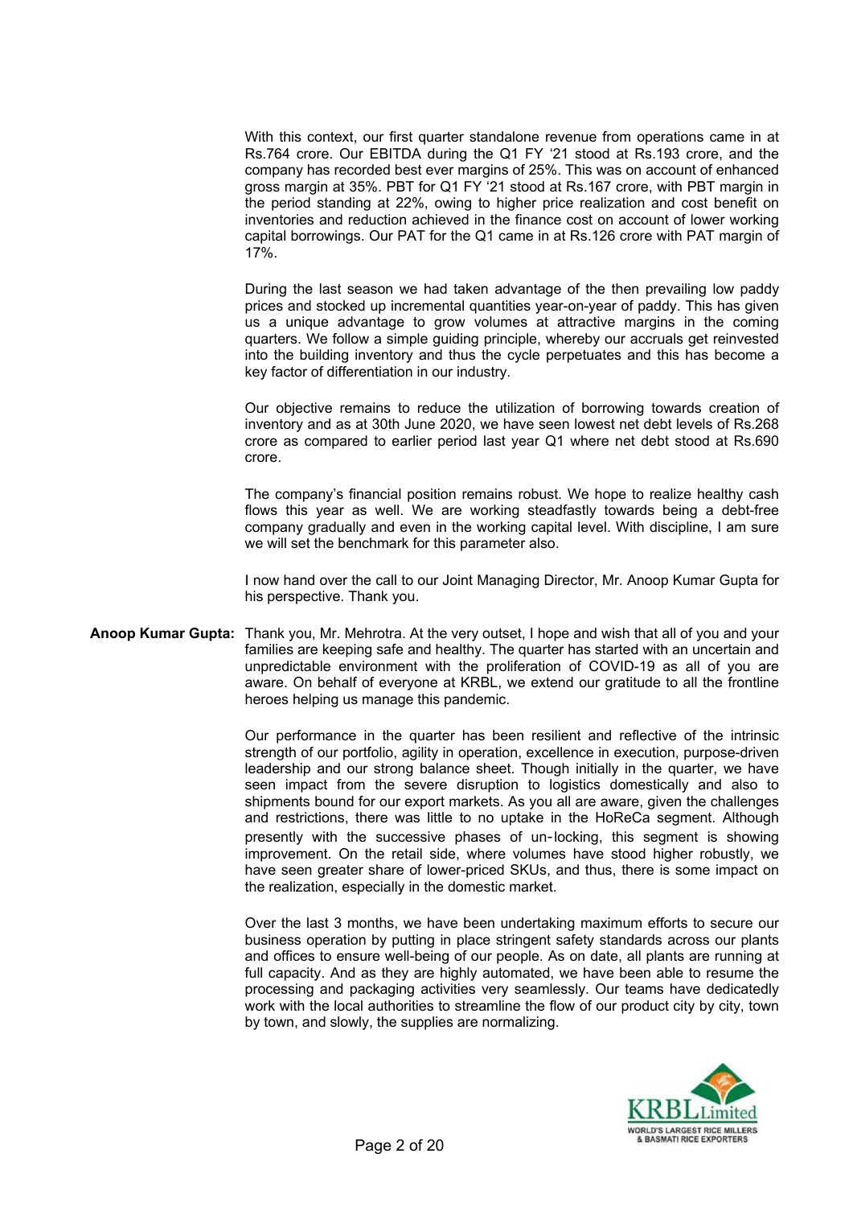With this context, our first quarter standalone revenue from operations came in at Rs.764 crore. Our EBITDA during the Q1 FY '21 stood at Rs.193 crore, and the company has recorded best ever margins of 25%. This was on account of enhanced gross margin at 35%. PBT for Q1 FY '21 stood at Rs.167 crore, with PBT margin in the period standing at 22%, owing to higher price realization and cost benefit on inventories and reduction achieved in the finance cost on account of lower working capital borrowings. Our PAT for the Q1 came in at Rs.126 crore with PAT margin of 17%.

During the last season we had taken advantage of the then prevailing low paddy prices and stocked up incremental quantities year-on-year of paddy. This has given us a unique advantage to grow volumes at attractive margins in the coming quarters. We follow a simple guiding principle, whereby our accruals get reinvested into the building inventory and thus the cycle perpetuates and this has become a key factor of differentiation in our industry.

Our objective remains to reduce the utilization of borrowing towards creation of inventory and as at 30th June 2020, we have seen lowest net debt levels of Rs.268 crore as compared to earlier period last year Q1 where net debt stood at Rs.690 crore.

The company's financial position remains robust. We hope to realize healthy cash flows this year as well. We are working steadfastly towards being a debt-free company gradually and even in the working capital level. With discipline, I am sure we will set the benchmark for this parameter also.

I now hand over the call to our Joint Managing Director, Mr. Anoop Kumar Gupta for his perspective. Thank you.

**Anoop Kumar Gupta:** Thank you, Mr. Mehrotra. At the very outset, I hope and wish that all of you and your families are keeping safe and healthy. The quarter has started with an uncertain and unpredictable environment with the proliferation of COVID-19 as all of you are aware. On behalf of everyone at KRBL, we extend our gratitude to all the frontline heroes helping us manage this pandemic.

Our performance in the quarter has been resilient and reflective of the intrinsic strength of our portfolio, agility in operation, excellence in execution, purpose-driven leadership and our strong balance sheet. Though initially in the quarter, we have seen impact from the severe disruption to logistics domestically and also to shipments bound for our export markets. As you all are aware, given the challenges and restrictions, there was little to no uptake in the HoReCa segment. Although presently with the successive phases of un-locking, this segment is showing improvement. On the retail side, where volumes have stood higher robustly, we have seen greater share of lower-priced SKUs, and thus, there is some impact on the realization, especially in the domestic market.

Over the last 3 months, we have been undertaking maximum efforts to secure our business operation by putting in place stringent safety standards across our plants and offices to ensure well-being of our people. As on date, all plants are running at full capacity. And as they are highly automated, we have been able to resume the processing and packaging activities very seamlessly. Our teams have dedicatedly work with the local authorities to streamline the flow of our product city by city, town by town, and slowly, the supplies are normalizing.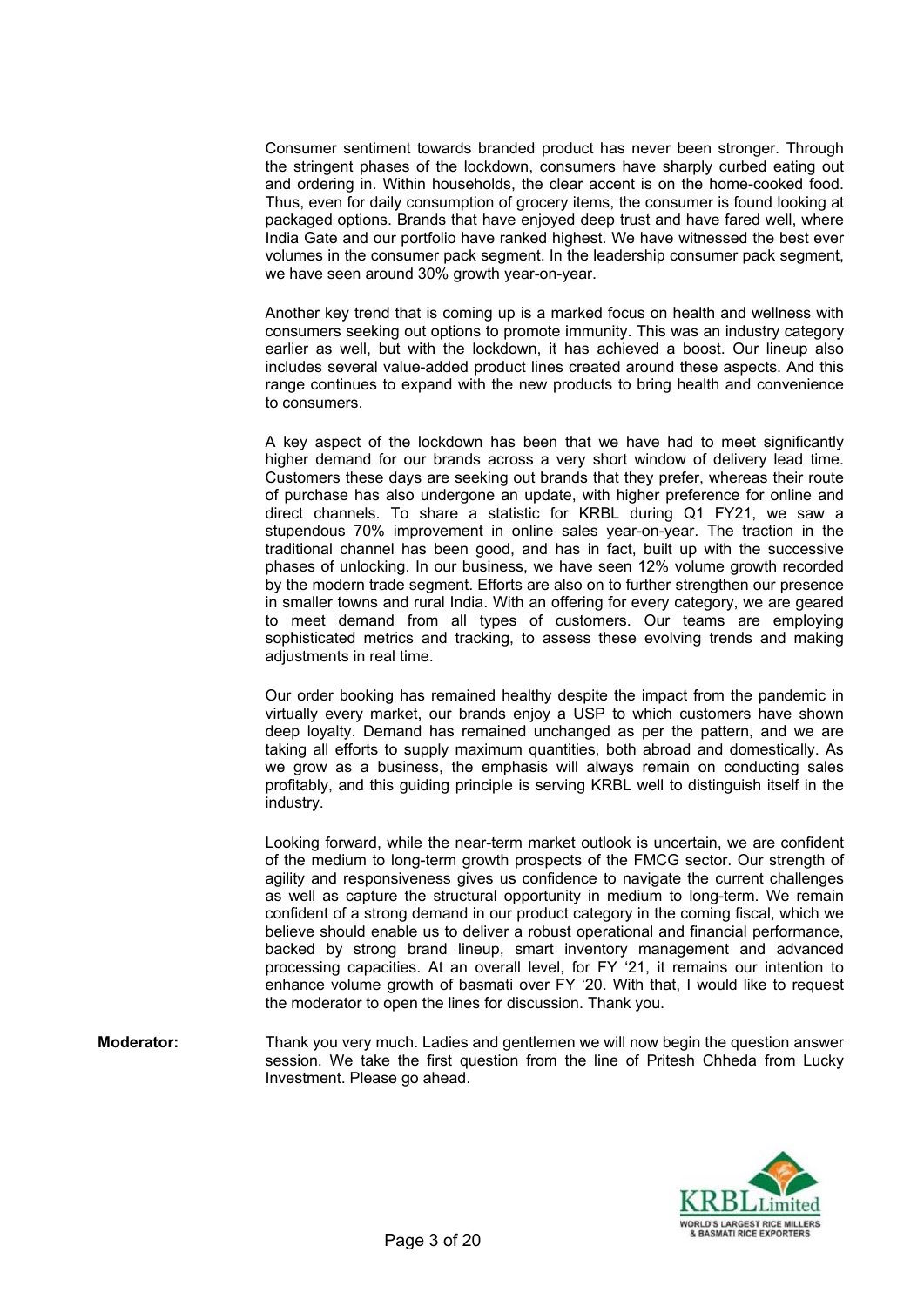Consumer sentiment towards branded product has never been stronger. Through the stringent phases of the lockdown, consumers have sharply curbed eating out and ordering in. Within households, the clear accent is on the home-cooked food. Thus, even for daily consumption of grocery items, the consumer is found looking at packaged options. Brands that have enjoyed deep trust and have fared well, where India Gate and our portfolio have ranked highest. We have witnessed the best ever volumes in the consumer pack segment. In the leadership consumer pack segment, we have seen around 30% growth year-on-year.

Another key trend that is coming up is a marked focus on health and wellness with consumers seeking out options to promote immunity. This was an industry category earlier as well, but with the lockdown, it has achieved a boost. Our lineup also includes several value-added product lines created around these aspects. And this range continues to expand with the new products to bring health and convenience to consumers.

A key aspect of the lockdown has been that we have had to meet significantly higher demand for our brands across a very short window of delivery lead time. Customers these days are seeking out brands that they prefer, whereas their route of purchase has also undergone an update, with higher preference for online and direct channels. To share a statistic for KRBL during Q1 FY21, we saw a stupendous 70% improvement in online sales year-on-year. The traction in the traditional channel has been good, and has in fact, built up with the successive phases of unlocking. In our business, we have seen 12% volume growth recorded by the modern trade segment. Efforts are also on to further strengthen our presence in smaller towns and rural India. With an offering for every category, we are geared to meet demand from all types of customers. Our teams are employing sophisticated metrics and tracking, to assess these evolving trends and making adjustments in real time.

Our order booking has remained healthy despite the impact from the pandemic in virtually every market, our brands enjoy a USP to which customers have shown deep loyalty. Demand has remained unchanged as per the pattern, and we are taking all efforts to supply maximum quantities, both abroad and domestically. As we grow as a business, the emphasis will always remain on conducting sales profitably, and this guiding principle is serving KRBL well to distinguish itself in the industry.

Looking forward, while the near-term market outlook is uncertain, we are confident of the medium to long-term growth prospects of the FMCG sector. Our strength of agility and responsiveness gives us confidence to navigate the current challenges as well as capture the structural opportunity in medium to long-term. We remain confident of a strong demand in our product category in the coming fiscal, which we believe should enable us to deliver a robust operational and financial performance, backed by strong brand lineup, smart inventory management and advanced processing capacities. At an overall level, for FY '21, it remains our intention to enhance volume growth of basmati over FY '20. With that, I would like to request the moderator to open the lines for discussion. Thank you.

**Moderator:** Thank you very much. Ladies and gentlemen we will now begin the question answer session. We take the first question from the line of Pritesh Chheda from Lucky Investment. Please go ahead.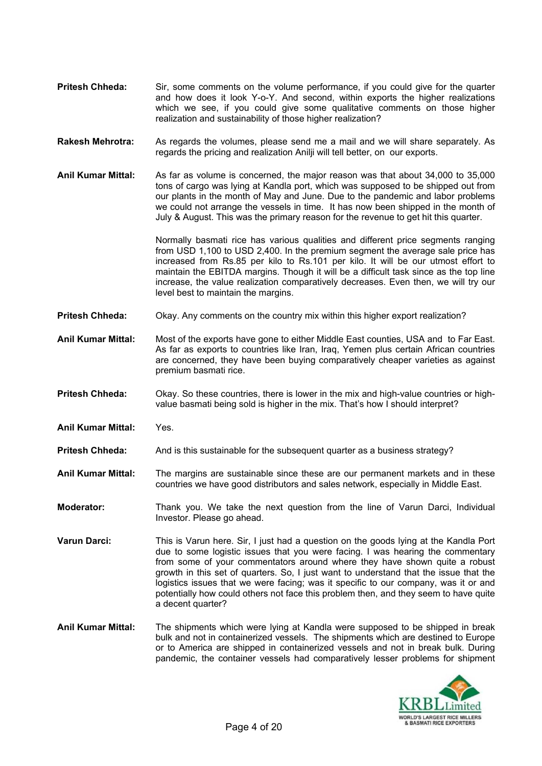**Pritesh Chheda:** Sir, some comments on the volume performance, if you could give for the quarter and how does it look Y-o-Y. And second, within exports the higher realizations which we see, if you could give some qualitative comments on those higher realization and sustainability of those higher realization?

**Rakesh Mehrotra:** As regards the volumes, please send me a mail and we will share separately. As regards the pricing and realization Anilji will tell better, on our exports.

**Anil Kumar Mittal:** As far as volume is concerned, the major reason was that about 34,000 to 35,000 tons of cargo was lying at Kandla port, which was supposed to be shipped out from our plants in the month of May and June. Due to the pandemic and labor problems we could not arrange the vessels in time. It has now been shipped in the month of July & August. This was the primary reason for the revenue to get hit this quarter.

Normally basmati rice has various qualities and different price segments ranging from USD 1,100 to USD 2,400. In the premium segment the average sale price has increased from Rs.85 per kilo to Rs.101 per kilo. It will be our utmost effort to maintain the EBITDA margins. Though it will be a difficult task since as the top line increase, the value realization comparatively decreases. Even then, we will try our level best to maintain the margins.

**Pritesh Chheda:** Okay. Any comments on the country mix within this higher export realization?

**Anil Kumar Mittal:** Most of the exports have gone to either Middle East counties, USA and to Far East. As far as exports to countries like Iran, Iraq, Yemen plus certain African countries are concerned, they have been buying comparatively cheaper varieties as against premium basmati rice.

**Pritesh Chheda:** Okay. So these countries, there is lower in the mix and high-value countries or high-value basmati being sold is higher in the mix. That's how I should interpret?

**Anil Kumar Mittal:** Yes.

**Pritesh Chheda:** And is this sustainable for the subsequent quarter as a business strategy?

**Anil Kumar Mittal:** The margins are sustainable since these are our permanent markets and in these countries we have good distributors and sales network, especially in Middle East.

**Moderator:** Thank you. We take the next question from the line of Varun Darci, Individual Investor. Please go ahead.

**Varun Darci:** This is Varun here. Sir, I just had a question on the goods lying at the Kandla Port due to some logistic issues that you were facing. I was hearing the commentary from some of your commentators around where they have shown quite a robust growth in this set of quarters. So, I just want to understand that the issue that the logistics issues that we were facing; was it specific to our company, was it or and potentially how could others not face this problem then, and they seem to have quite a decent quarter?

**Anil Kumar Mittal:** The shipments which were lying at Kandla were supposed to be shipped in break bulk and not in containerized vessels. The shipments which are destined to Europe or to America are shipped in containerized vessels and not in break bulk. During pandemic, the container vessels had comparatively lesser problems for shipment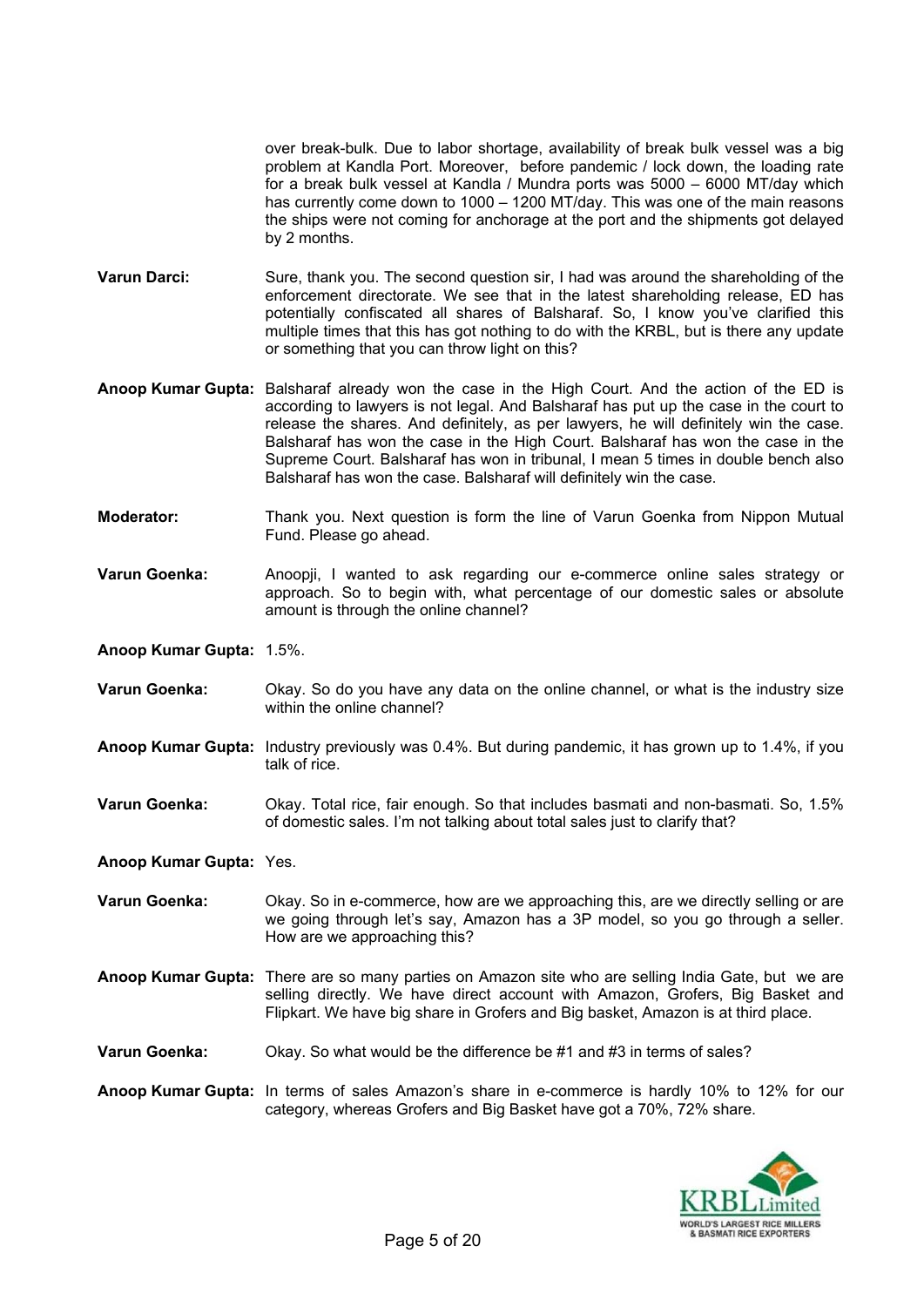over break-bulk. Due to labor shortage, availability of break bulk vessel was a big problem at Kandla Port. Moreover, before pandemic / lock down, the loading rate for a break bulk vessel at Kandla / Mundra ports was 5000 – 6000 MT/day which has currently come down to 1000 – 1200 MT/day. This was one of the main reasons the ships were not coming for anchorage at the port and the shipments got delayed by 2 months.

**Varun Darci:** Sure, thank you. The second question sir, I had was around the shareholding of the enforcement directorate. We see that in the latest shareholding release, ED has potentially confiscated all shares of Balsharaf. So, I know you've clarified this multiple times that this has got nothing to do with the KRBL, but is there any update or something that you can throw light on this?

**Anoop Kumar Gupta:** Balsharaf already won the case in the High Court. And the action of the ED is according to lawyers is not legal. And Balsharaf has put up the case in the court to release the shares. And definitely, as per lawyers, he will definitely win the case. Balsharaf has won the case in the High Court. Balsharaf has won the case in the Supreme Court. Balsharaf has won in tribunal, I mean 5 times in double bench also Balsharaf has won the case. Balsharaf will definitely win the case.

**Moderator:** Thank you. Next question is form the line of Varun Goenka from Nippon Mutual Fund. Please go ahead.

**Varun Goenka:** Anoopji, I wanted to ask regarding our e-commerce online sales strategy or approach. So to begin with, what percentage of our domestic sales or absolute amount is through the online channel?

**Anoop Kumar Gupta:** 1.5%.

**Varun Goenka:** Okay. So do you have any data on the online channel, or what is the industry size within the online channel?

**Anoop Kumar Gupta:** Industry previously was 0.4%. But during pandemic, it has grown up to 1.4%, if you talk of rice.

**Varun Goenka:** Okay. Total rice, fair enough. So that includes basmati and non-basmati. So, 1.5% of domestic sales. I'm not talking about total sales just to clarify that?

**Anoop Kumar Gupta:** Yes.

**Varun Goenka:** Okay. So in e-commerce, how are we approaching this, are we directly selling or are we going through let's say, Amazon has a 3P model, so you go through a seller. How are we approaching this?

**Anoop Kumar Gupta:** There are so many parties on Amazon site who are selling India Gate, but we are selling directly. We have direct account with Amazon, Grofers, Big Basket and Flipkart. We have big share in Grofers and Big basket, Amazon is at third place.

**Varun Goenka:** Okay. So what would be the difference be #1 and #3 in terms of sales?

**Anoop Kumar Gupta:** In terms of sales Amazon's share in e-commerce is hardly 10% to 12% for our category, whereas Grofers and Big Basket have got a 70%, 72% share.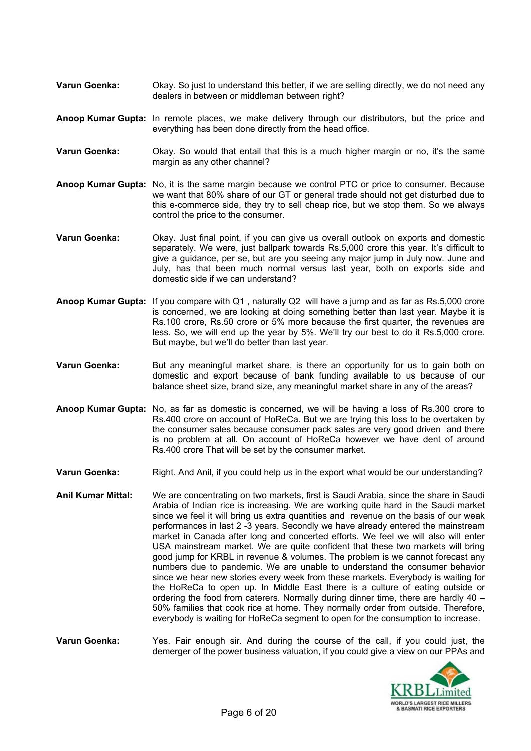**Varun Goenka:** Okay. So just to understand this better, if we are selling directly, we do not need any dealers in between or middleman between right?

**Anoop Kumar Gupta:** In remote places, we make delivery through our distributors, but the price and everything has been done directly from the head office.

**Varun Goenka:** Okay. So would that entail that this is a much higher margin or no, it's the same margin as any other channel?

**Anoop Kumar Gupta:** No, it is the same margin because we control PTC or price to consumer. Because we want that 80% share of our GT or general trade should not get disturbed due to this e-commerce side, they try to sell cheap rice, but we stop them. So we always control the price to the consumer.

**Varun Goenka:** Okay. Just final point, if you can give us overall outlook on exports and domestic separately. We were, just ballpark towards Rs.5,000 crore this year. It's difficult to give a guidance, per se, but are you seeing any major jump in July now. June and July, has that been much normal versus last year, both on exports side and domestic side if we can understand?

**Anoop Kumar Gupta:** If you compare with Q1 , naturally Q2 will have a jump and as far as Rs.5,000 crore is concerned, we are looking at doing something better than last year. Maybe it is Rs.100 crore, Rs.50 crore or 5% more because the first quarter, the revenues are less. So, we will end up the year by 5%. We'll try our best to do it Rs.5,000 crore. But maybe, but we'll do better than last year.

**Varun Goenka:** But any meaningful market share, is there an opportunity for us to gain both on domestic and export because of bank funding available to us because of our balance sheet size, brand size, any meaningful market share in any of the areas?

**Anoop Kumar Gupta:** No, as far as domestic is concerned, we will be having a loss of Rs.300 crore to Rs.400 crore on account of HoReCa. But we are trying this loss to be overtaken by the consumer sales because consumer pack sales are very good driven and there is no problem at all. On account of HoReCa however we have dent of around Rs.400 crore That will be set by the consumer market.

**Varun Goenka:** Right. And Anil, if you could help us in the export what would be our understanding?

**Anil Kumar Mittal:** We are concentrating on two markets, first is Saudi Arabia, since the share in Saudi Arabia of Indian rice is increasing. We are working quite hard in the Saudi market since we feel it will bring us extra quantities and revenue on the basis of our weak performances in last 2 -3 years. Secondly we have already entered the mainstream market in Canada after long and concerted efforts. We feel we will also will enter USA mainstream market. We are quite confident that these two markets will bring good jump for KRBL in revenue & volumes. The problem is we cannot forecast any numbers due to pandemic. We are unable to understand the consumer behavior since we hear new stories every week from these markets. Everybody is waiting for the HoReCa to open up. In Middle East there is a culture of eating outside or ordering the food from caterers. Normally during dinner time, there are hardly 40 – 50% families that cook rice at home. They normally order from outside. Therefore, everybody is waiting for HoReCa segment to open for the consumption to increase.

**Varun Goenka:** Yes. Fair enough sir. And during the course of the call, if you could just, the demerger of the power business valuation, if you could give a view on our PPAs and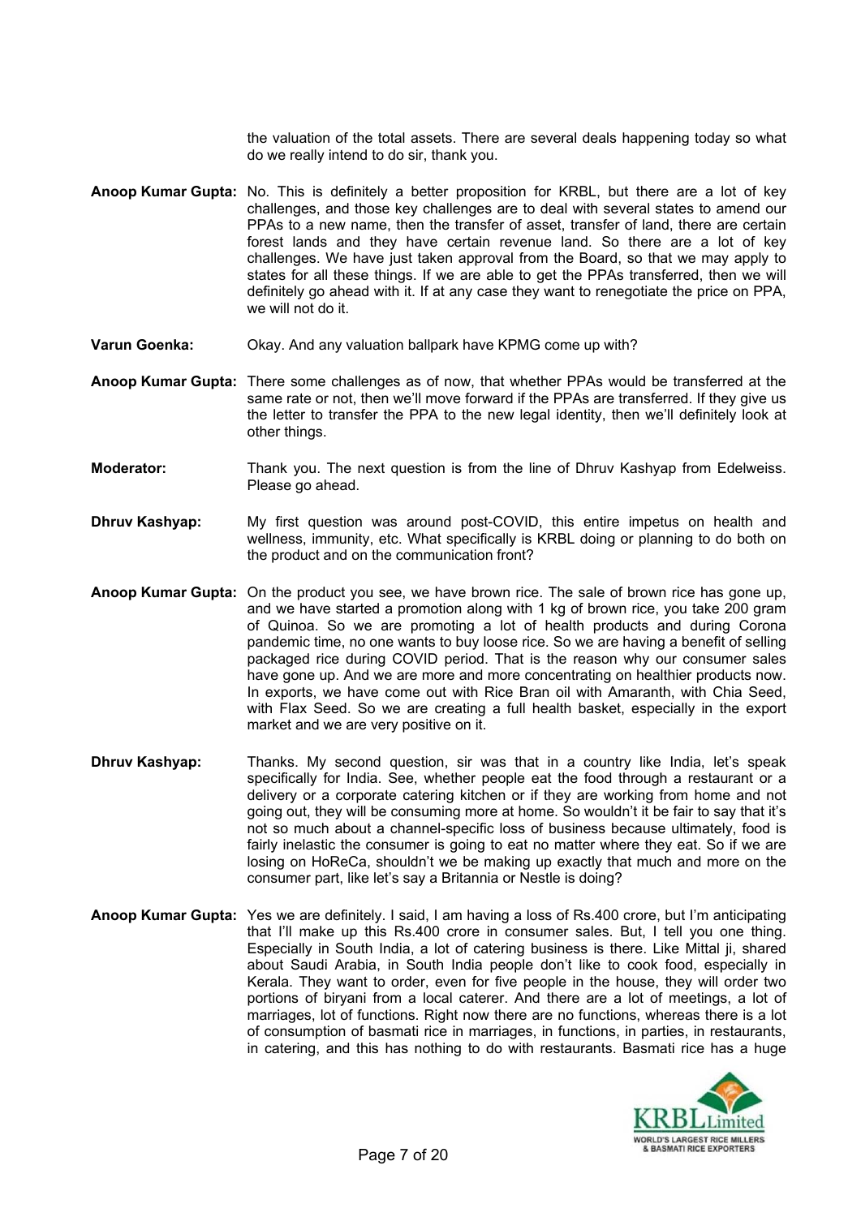the valuation of the total assets. There are several deals happening today so what do we really intend to do sir, thank you.

**Anoop Kumar Gupta:** No. This is definitely a better proposition for KRBL, but there are a lot of key challenges, and those key challenges are to deal with several states to amend our PPAs to a new name, then the transfer of asset, transfer of land, there are certain forest lands and they have certain revenue land. So there are a lot of key challenges. We have just taken approval from the Board, so that we may apply to states for all these things. If we are able to get the PPAs transferred, then we will definitely go ahead with it. If at any case they want to renegotiate the price on PPA, we will not do it.

**Varun Goenka:** Okay. And any valuation ballpark have KPMG come up with?

**Anoop Kumar Gupta:** There some challenges as of now, that whether PPAs would be transferred at the same rate or not, then we'll move forward if the PPAs are transferred. If they give us the letter to transfer the PPA to the new legal identity, then we'll definitely look at other things.

**Moderator:** Thank you. The next question is from the line of Dhruv Kashyap from Edelweiss. Please go ahead.

**Dhruv Kashyap:** My first question was around post-COVID, this entire impetus on health and wellness, immunity, etc. What specifically is KRBL doing or planning to do both on the product and on the communication front?

**Anoop Kumar Gupta:** On the product you see, we have brown rice. The sale of brown rice has gone up, and we have started a promotion along with 1 kg of brown rice, you take 200 gram of Quinoa. So we are promoting a lot of health products and during Corona pandemic time, no one wants to buy loose rice. So we are having a benefit of selling packaged rice during COVID period. That is the reason why our consumer sales have gone up. And we are more and more concentrating on healthier products now. In exports, we have come out with Rice Bran oil with Amaranth, with Chia Seed, with Flax Seed. So we are creating a full health basket, especially in the export market and we are very positive on it.

**Dhruv Kashyap:** Thanks. My second question, sir was that in a country like India, let's speak specifically for India. See, whether people eat the food through a restaurant or a delivery or a corporate catering kitchen or if they are working from home and not going out, they will be consuming more at home. So wouldn't it be fair to say that it's not so much about a channel-specific loss of business because ultimately, food is fairly inelastic the consumer is going to eat no matter where they eat. So if we are losing on HoReCa, shouldn't we be making up exactly that much and more on the consumer part, like let's say a Britannia or Nestle is doing?

**Anoop Kumar Gupta:** Yes we are definitely. I said, I am having a loss of Rs.400 crore, but I'm anticipating that I'll make up this Rs.400 crore in consumer sales. But, I tell you one thing. Especially in South India, a lot of catering business is there. Like Mittal ji, shared about Saudi Arabia, in South India people don't like to cook food, especially in Kerala. They want to order, even for five people in the house, they will order two portions of biryani from a local caterer. And there are a lot of meetings, a lot of marriages, lot of functions. Right now there are no functions, whereas there is a lot of consumption of basmati rice in marriages, in functions, in parties, in restaurants, in catering, and this has nothing to do with restaurants. Basmati rice has a huge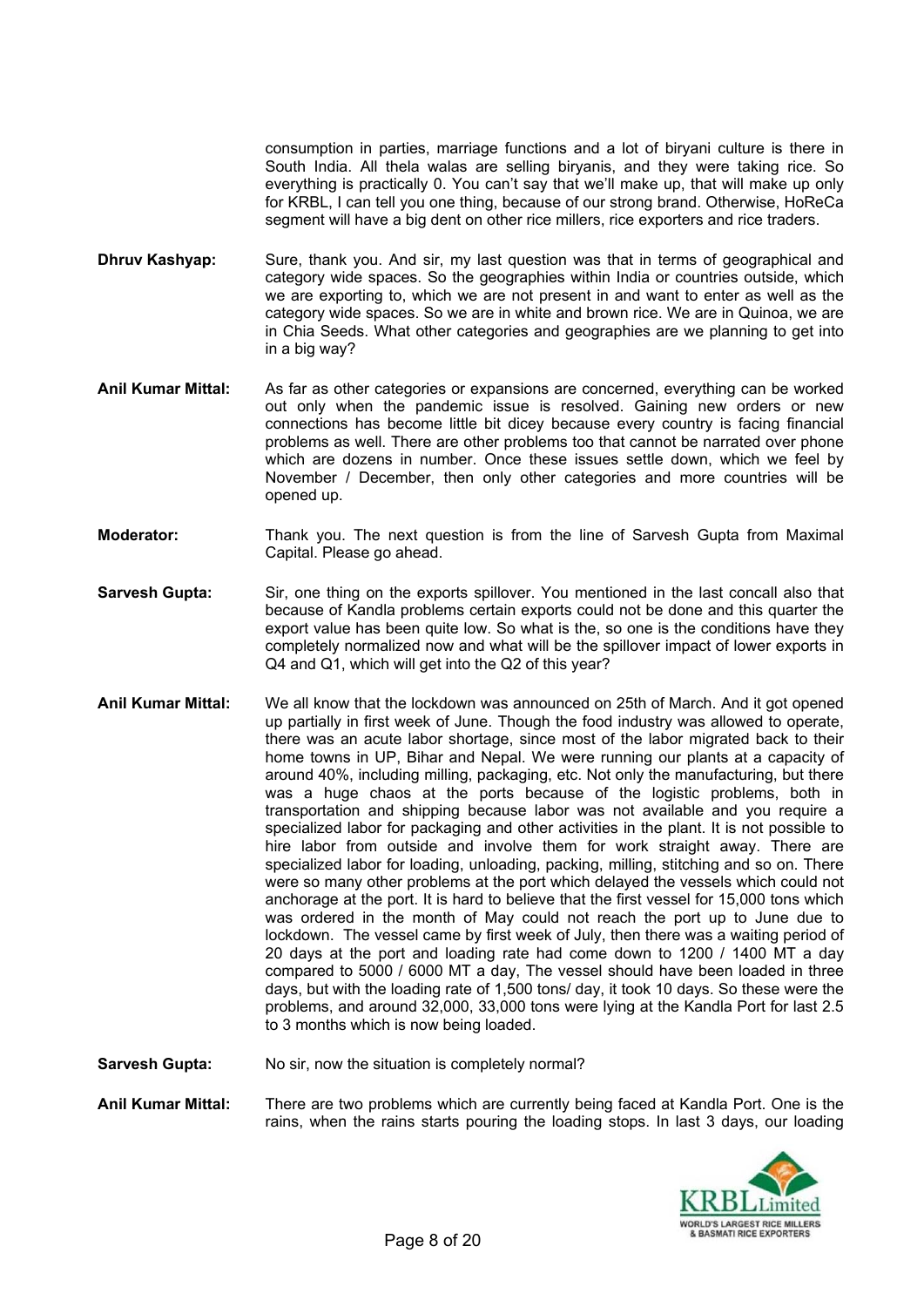consumption in parties, marriage functions and a lot of biryani culture is there in South India. All thela walas are selling biryanis, and they were taking rice. So everything is practically 0. You can't say that we'll make up, that will make up only for KRBL, I can tell you one thing, because of our strong brand. Otherwise, HoReCa segment will have a big dent on other rice millers, rice exporters and rice traders.

**Dhruv Kashyap:** Sure, thank you. And sir, my last question was that in terms of geographical and category wide spaces. So the geographies within India or countries outside, which we are exporting to, which we are not present in and want to enter as well as the category wide spaces. So we are in white and brown rice. We are in Quinoa, we are in Chia Seeds. What other categories and geographies are we planning to get into in a big way?

**Anil Kumar Mittal:** As far as other categories or expansions are concerned, everything can be worked out only when the pandemic issue is resolved. Gaining new orders or new connections has become little bit dicey because every country is facing financial problems as well. There are other problems too that cannot be narrated over phone which are dozens in number. Once these issues settle down, which we feel by November / December, then only other categories and more countries will be opened up.

**Moderator:** Thank you. The next question is from the line of Sarvesh Gupta from Maximal Capital. Please go ahead.

**Sarvesh Gupta:** Sir, one thing on the exports spillover. You mentioned in the last concall also that because of Kandla problems certain exports could not be done and this quarter the export value has been quite low. So what is the, so one is the conditions have they completely normalized now and what will be the spillover impact of lower exports in Q4 and Q1, which will get into the Q2 of this year?

**Anil Kumar Mittal:** We all know that the lockdown was announced on 25th of March. And it got opened up partially in first week of June. Though the food industry was allowed to operate, there was an acute labor shortage, since most of the labor migrated back to their home towns in UP, Bihar and Nepal. We were running our plants at a capacity of around 40%, including milling, packaging, etc. Not only the manufacturing, but there was a huge chaos at the ports because of the logistic problems, both in transportation and shipping because labor was not available and you require a specialized labor for packaging and other activities in the plant. It is not possible to hire labor from outside and involve them for work straight away. There are specialized labor for loading, unloading, packing, milling, stitching and so on. There were so many other problems at the port which delayed the vessels which could not anchorage at the port. It is hard to believe that the first vessel for 15,000 tons which was ordered in the month of May could not reach the port up to June due to lockdown. The vessel came by first week of July, then there was a waiting period of 20 days at the port and loading rate had come down to 1200 / 1400 MT a day compared to 5000 / 6000 MT a day, The vessel should have been loaded in three days, but with the loading rate of 1,500 tons/ day, it took 10 days. So these were the problems, and around 32,000, 33,000 tons were lying at the Kandla Port for last 2.5 to 3 months which is now being loaded.

**Sarvesh Gupta:** No sir, now the situation is completely normal?

**Anil Kumar Mittal:** There are two problems which are currently being faced at Kandla Port. One is the rains, when the rains starts pouring the loading stops. In last 3 days, our loading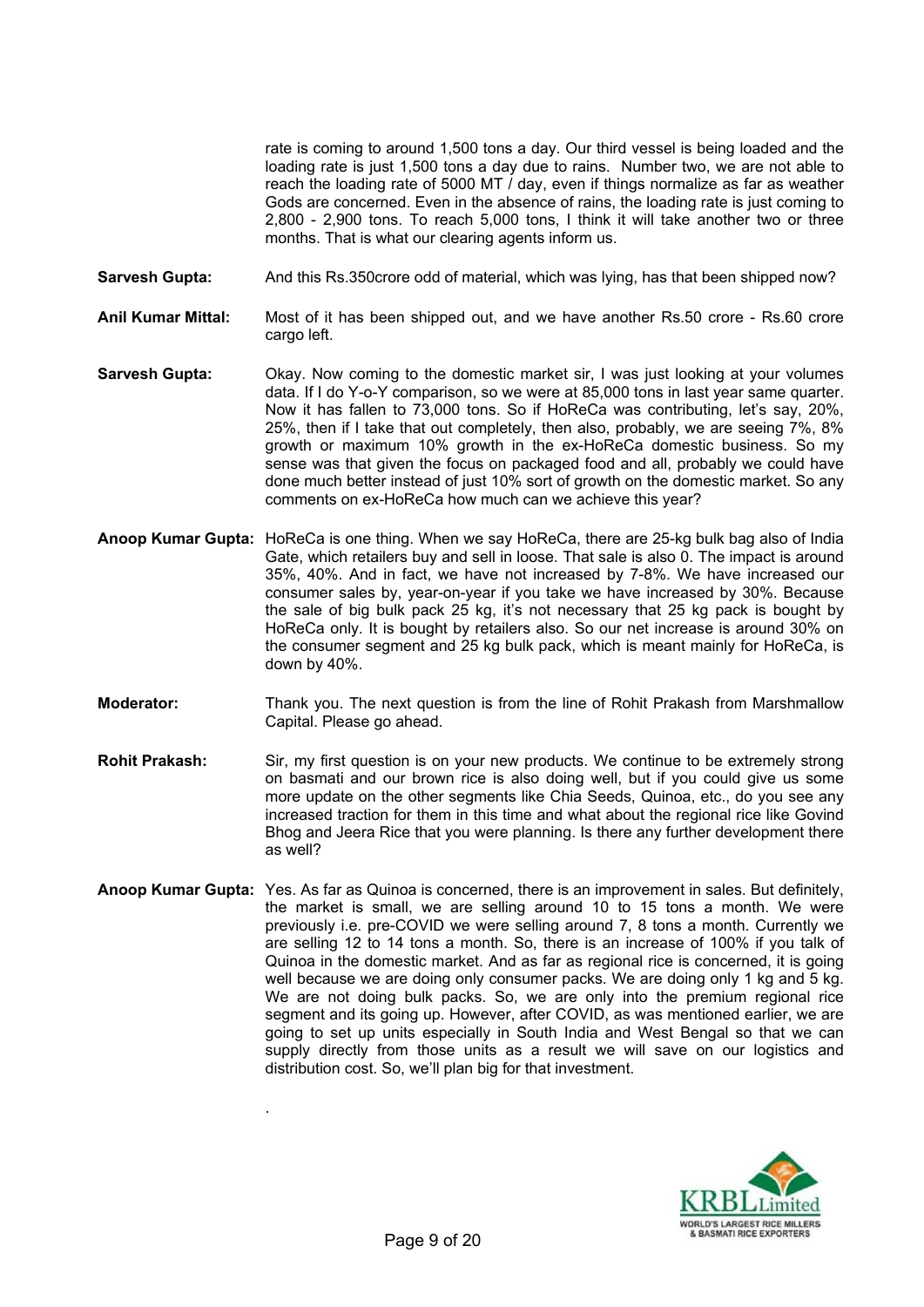rate is coming to around 1,500 tons a day. Our third vessel is being loaded and the loading rate is just 1,500 tons a day due to rains. Number two, we are not able to reach the loading rate of 5000 MT / day, even if things normalize as far as weather Gods are concerned. Even in the absence of rains, the loading rate is just coming to 2,800 - 2,900 tons. To reach 5,000 tons, I think it will take another two or three months. That is what our clearing agents inform us.

**Sarvesh Gupta:** And this Rs.350crore odd of material, which was lying, has that been shipped now?

**Anil Kumar Mittal:** Most of it has been shipped out, and we have another Rs.50 crore - Rs.60 crore cargo left.

**Sarvesh Gupta:** Okay. Now coming to the domestic market sir, I was just looking at your volumes data. If I do Y-o-Y comparison, so we were at 85,000 tons in last year same quarter. Now it has fallen to 73,000 tons. So if HoReCa was contributing, let's say, 20%, 25%, then if I take that out completely, then also, probably, we are seeing 7%, 8% growth or maximum 10% growth in the ex-HoReCa domestic business. So my sense was that given the focus on packaged food and all, probably we could have done much better instead of just 10% sort of growth on the domestic market. So any comments on ex-HoReCa how much can we achieve this year?

**Anoop Kumar Gupta:** HoReCa is one thing. When we say HoReCa, there are 25-kg bulk bag also of India Gate, which retailers buy and sell in loose. That sale is also 0. The impact is around 35%, 40%. And in fact, we have not increased by 7-8%. We have increased our consumer sales by, year-on-year if you take we have increased by 30%. Because the sale of big bulk pack 25 kg, it's not necessary that 25 kg pack is bought by HoReCa only. It is bought by retailers also. So our net increase is around 30% on the consumer segment and 25 kg bulk pack, which is meant mainly for HoReCa, is down by 40%.

**Moderator:** Thank you. The next question is from the line of Rohit Prakash from Marshmallow Capital. Please go ahead.

**Rohit Prakash:** Sir, my first question is on your new products. We continue to be extremely strong on basmati and our brown rice is also doing well, but if you could give us some more update on the other segments like Chia Seeds, Quinoa, etc., do you see any increased traction for them in this time and what about the regional rice like Govind Bhog and Jeera Rice that you were planning. Is there any further development there as well?

**Anoop Kumar Gupta:** Yes. As far as Quinoa is concerned, there is an improvement in sales. But definitely, the market is small, we are selling around 10 to 15 tons a month. We were previously i.e. pre-COVID we were selling around 7, 8 tons a month. Currently we are selling 12 to 14 tons a month. So, there is an increase of 100% if you talk of Quinoa in the domestic market. And as far as regional rice is concerned, it is going well because we are doing only consumer packs. We are doing only 1 kg and 5 kg. We are not doing bulk packs. So, we are only into the premium regional rice segment and its going up. However, after COVID, as was mentioned earlier, we are going to set up units especially in South India and West Bengal so that we can supply directly from those units as a result we will save on our logistics and distribution cost. So, we'll plan big for that investment.

.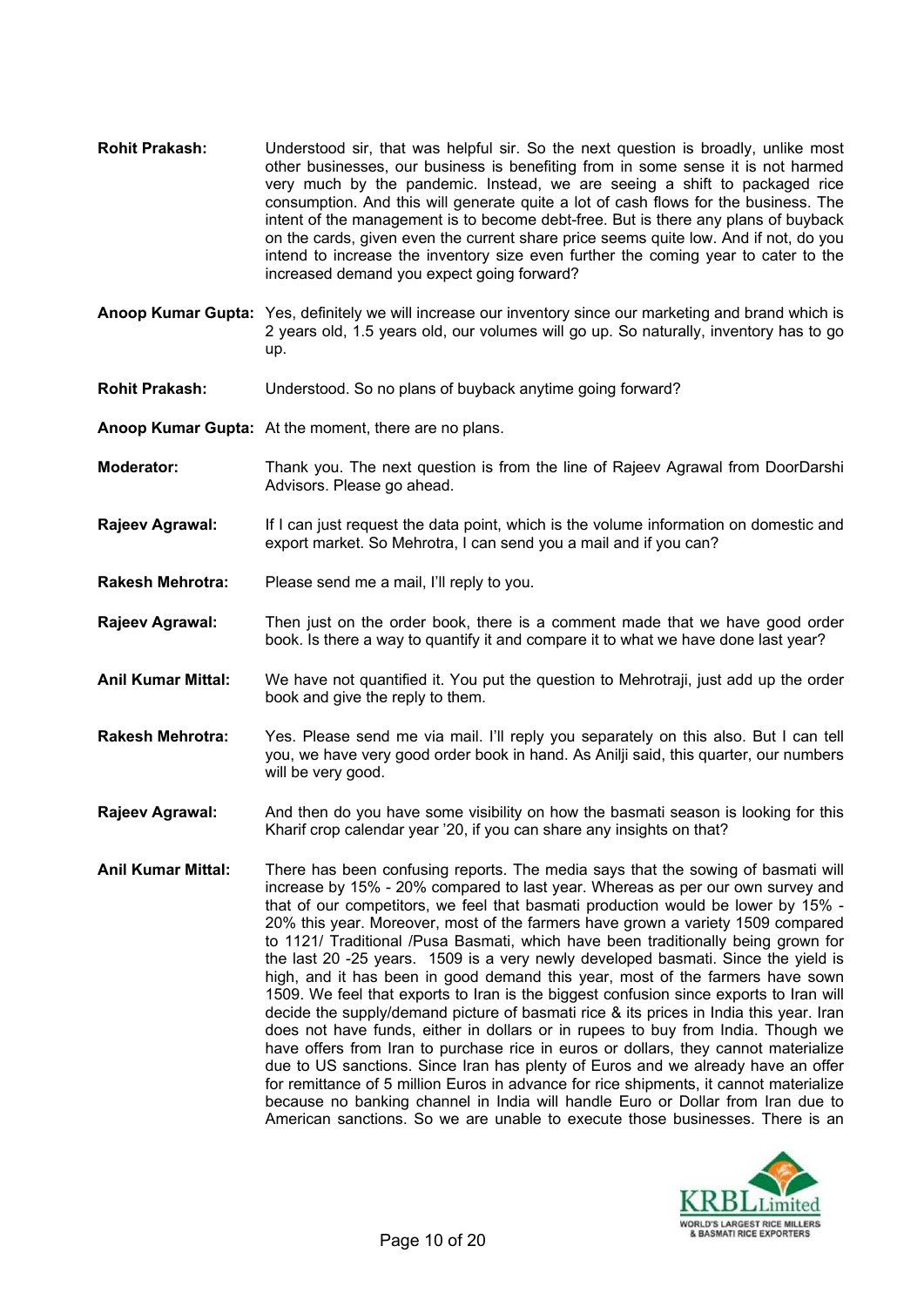**Rohit Prakash:** Understood sir, that was helpful sir. So the next question is broadly, unlike most other businesses, our business is benefiting from in some sense it is not harmed very much by the pandemic. Instead, we are seeing a shift to packaged rice consumption. And this will generate quite a lot of cash flows for the business. The intent of the management is to become debt-free. But is there any plans of buyback on the cards, given even the current share price seems quite low. And if not, do you intend to increase the inventory size even further the coming year to cater to the increased demand you expect going forward?

**Anoop Kumar Gupta:** Yes, definitely we will increase our inventory since our marketing and brand which is 2 years old, 1.5 years old, our volumes will go up. So naturally, inventory has to go up.

**Rohit Prakash:** Understood. So no plans of buyback anytime going forward?

**Anoop Kumar Gupta:** At the moment, there are no plans.

**Moderator:** Thank you. The next question is from the line of Rajeev Agrawal from DoorDarshi Advisors. Please go ahead.

**Rajeev Agrawal:** If I can just request the data point, which is the volume information on domestic and export market. So Mehrotra, I can send you a mail and if you can?

**Rakesh Mehrotra:** Please send me a mail, I'll reply to you.

**Rajeev Agrawal:** Then just on the order book, there is a comment made that we have good order book. Is there a way to quantify it and compare it to what we have done last year?

**Anil Kumar Mittal:** We have not quantified it. You put the question to Mehrotraji, just add up the order book and give the reply to them.

**Rakesh Mehrotra:** Yes. Please send me via mail. I'll reply you separately on this also. But I can tell you, we have very good order book in hand. As Anilji said, this quarter, our numbers will be very good.

**Rajeev Agrawal:** And then do you have some visibility on how the basmati season is looking for this Kharif crop calendar year '20, if you can share any insights on that?

**Anil Kumar Mittal:** There has been confusing reports. The media says that the sowing of basmati will increase by 15% - 20% compared to last year. Whereas as per our own survey and that of our competitors, we feel that basmati production would be lower by 15% - 20% this year. Moreover, most of the farmers have grown a variety 1509 compared to 1121/ Traditional /Pusa Basmati, which have been traditionally being grown for the last 20 -25 years. 1509 is a very newly developed basmati. Since the yield is high, and it has been in good demand this year, most of the farmers have sown 1509. We feel that exports to Iran is the biggest confusion since exports to Iran will decide the supply/demand picture of basmati rice & its prices in India this year. Iran does not have funds, either in dollars or in rupees to buy from India. Though we have offers from Iran to purchase rice in euros or dollars, they cannot materialize due to US sanctions. Since Iran has plenty of Euros and we already have an offer for remittance of 5 million Euros in advance for rice shipments, it cannot materialize because no banking channel in India will handle Euro or Dollar from Iran due to American sanctions. So we are unable to execute those businesses. There is an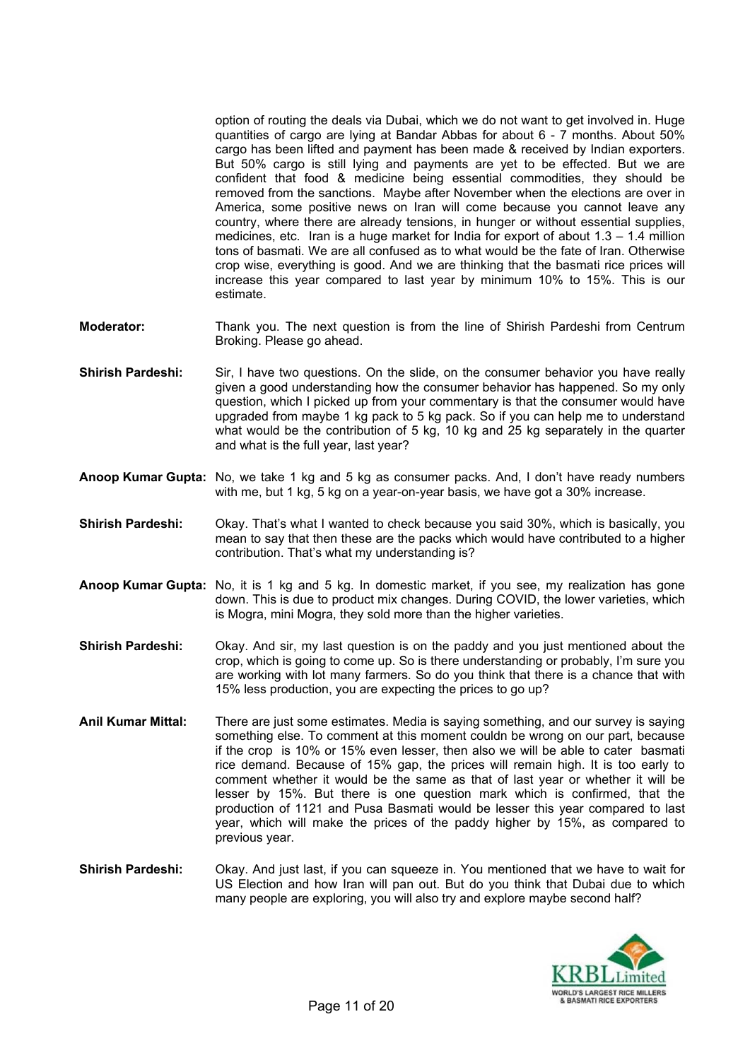option of routing the deals via Dubai, which we do not want to get involved in. Huge quantities of cargo are lying at Bandar Abbas for about 6 - 7 months. About 50% cargo has been lifted and payment has been made & received by Indian exporters. But 50% cargo is still lying and payments are yet to be effected. But we are confident that food & medicine being essential commodities, they should be removed from the sanctions. Maybe after November when the elections are over in America, some positive news on Iran will come because you cannot leave any country, where there are already tensions, in hunger or without essential supplies, medicines, etc. Iran is a huge market for India for export of about 1.3 – 1.4 million tons of basmati. We are all confused as to what would be the fate of Iran. Otherwise crop wise, everything is good. And we are thinking that the basmati rice prices will increase this year compared to last year by minimum 10% to 15%. This is our estimate.

**Moderator:** Thank you. The next question is from the line of Shirish Pardeshi from Centrum Broking. Please go ahead.

**Shirish Pardeshi:** Sir, I have two questions. On the slide, on the consumer behavior you have really given a good understanding how the consumer behavior has happened. So my only question, which I picked up from your commentary is that the consumer would have upgraded from maybe 1 kg pack to 5 kg pack. So if you can help me to understand what would be the contribution of 5 kg, 10 kg and 25 kg separately in the quarter and what is the full year, last year?

**Anoop Kumar Gupta:** No, we take 1 kg and 5 kg as consumer packs. And, I don't have ready numbers with me, but 1 kg, 5 kg on a year-on-year basis, we have got a 30% increase.

**Shirish Pardeshi:** Okay. That's what I wanted to check because you said 30%, which is basically, you mean to say that then these are the packs which would have contributed to a higher contribution. That's what my understanding is?

**Anoop Kumar Gupta:** No, it is 1 kg and 5 kg. In domestic market, if you see, my realization has gone down. This is due to product mix changes. During COVID, the lower varieties, which is Mogra, mini Mogra, they sold more than the higher varieties.

**Shirish Pardeshi:** Okay. And sir, my last question is on the paddy and you just mentioned about the crop, which is going to come up. So is there understanding or probably, I'm sure you are working with lot many farmers. So do you think that there is a chance that with 15% less production, you are expecting the prices to go up?

**Anil Kumar Mittal:** There are just some estimates. Media is saying something, and our survey is saying something else. To comment at this moment couldn be wrong on our part, because if the crop is 10% or 15% even lesser, then also we will be able to cater basmati rice demand. Because of 15% gap, the prices will remain high. It is too early to comment whether it would be the same as that of last year or whether it will be lesser by 15%. But there is one question mark which is confirmed, that the production of 1121 and Pusa Basmati would be lesser this year compared to last year, which will make the prices of the paddy higher by 15%, as compared to previous year.

**Shirish Pardeshi:** Okay. And just last, if you can squeeze in. You mentioned that we have to wait for US Election and how Iran will pan out. But do you think that Dubai due to which many people are exploring, you will also try and explore maybe second half?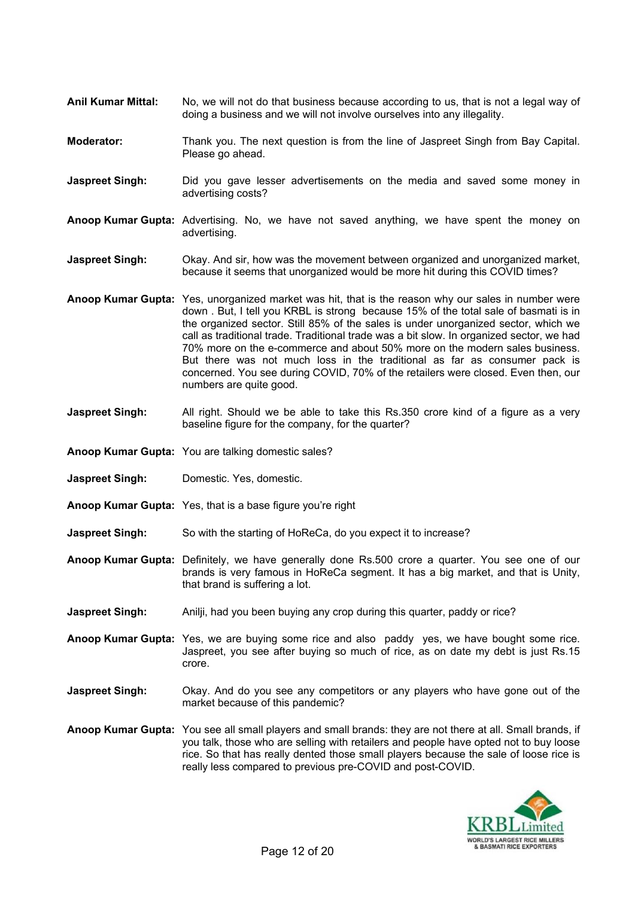**Anil Kumar Mittal:** No, we will not do that business because according to us, that is not a legal way of doing a business and we will not involve ourselves into any illegality.

**Moderator:** Thank you. The next question is from the line of Jaspreet Singh from Bay Capital. Please go ahead.

**Jaspreet Singh:** Did you gave lesser advertisements on the media and saved some money in advertising costs?

**Anoop Kumar Gupta:** Advertising. No, we have not saved anything, we have spent the money on advertising.

**Jaspreet Singh:** Okay. And sir, how was the movement between organized and unorganized market, because it seems that unorganized would be more hit during this COVID times?

**Anoop Kumar Gupta:** Yes, unorganized market was hit, that is the reason why our sales in number were down . But, I tell you KRBL is strong because 15% of the total sale of basmati is in the organized sector. Still 85% of the sales is under unorganized sector, which we call as traditional trade. Traditional trade was a bit slow. In organized sector, we had 70% more on the e-commerce and about 50% more on the modern sales business. But there was not much loss in the traditional as far as consumer pack is concerned. You see during COVID, 70% of the retailers were closed. Even then, our numbers are quite good.

**Jaspreet Singh:** All right. Should we be able to take this Rs.350 crore kind of a figure as a very baseline figure for the company, for the quarter?

**Anoop Kumar Gupta:** You are talking domestic sales?

**Jaspreet Singh:** Domestic. Yes, domestic.

**Anoop Kumar Gupta:** Yes, that is a base figure you're right

**Jaspreet Singh:** So with the starting of HoReCa, do you expect it to increase?

**Anoop Kumar Gupta:** Definitely, we have generally done Rs.500 crore a quarter. You see one of our brands is very famous in HoReCa segment. It has a big market, and that is Unity, that brand is suffering a lot.

**Jaspreet Singh:** Anilji, had you been buying any crop during this quarter, paddy or rice?

**Anoop Kumar Gupta:** Yes, we are buying some rice and also paddy yes, we have bought some rice. Jaspreet, you see after buying so much of rice, as on date my debt is just Rs.15 crore.

**Jaspreet Singh:** Okay. And do you see any competitors or any players who have gone out of the market because of this pandemic?

**Anoop Kumar Gupta:** You see all small players and small brands: they are not there at all. Small brands, if you talk, those who are selling with retailers and people have opted not to buy loose rice. So that has really dented those small players because the sale of loose rice is really less compared to previous pre-COVID and post-COVID.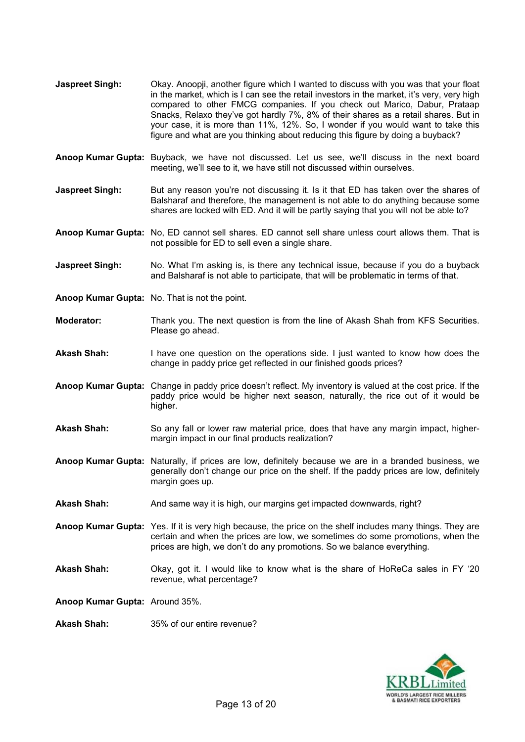**Jaspreet Singh:** Okay. Anoopji, another figure which I wanted to discuss with you was that your float in the market, which is I can see the retail investors in the market, it's very, very high compared to other FMCG companies. If you check out Marico, Dabur, Prataap Snacks, Relaxo they've got hardly 7%, 8% of their shares as a retail shares. But in your case, it is more than 11%, 12%. So, I wonder if you would want to take this figure and what are you thinking about reducing this figure by doing a buyback?

**Anoop Kumar Gupta:** Buyback, we have not discussed. Let us see, we'll discuss in the next board meeting, we'll see to it, we have still not discussed within ourselves.

**Jaspreet Singh:** But any reason you're not discussing it. Is it that ED has taken over the shares of Balsharaf and therefore, the management is not able to do anything because some shares are locked with ED. And it will be partly saying that you will not be able to?

**Anoop Kumar Gupta:** No, ED cannot sell shares. ED cannot sell share unless court allows them. That is not possible for ED to sell even a single share.

**Jaspreet Singh:** No. What I'm asking is, is there any technical issue, because if you do a buyback and Balsharaf is not able to participate, that will be problematic in terms of that.

**Anoop Kumar Gupta:** No. That is not the point.

**Moderator:** Thank you. The next question is from the line of Akash Shah from KFS Securities. Please go ahead.

**Akash Shah:** I have one question on the operations side. I just wanted to know how does the change in paddy price get reflected in our finished goods prices?

**Anoop Kumar Gupta:** Change in paddy price doesn't reflect. My inventory is valued at the cost price. If the paddy price would be higher next season, naturally, the rice out of it would be higher.

**Akash Shah:** So any fall or lower raw material price, does that have any margin impact, higher-margin impact in our final products realization?

**Anoop Kumar Gupta:** Naturally, if prices are low, definitely because we are in a branded business, we generally don't change our price on the shelf. If the paddy prices are low, definitely margin goes up.

**Akash Shah:** And same way it is high, our margins get impacted downwards, right?

**Anoop Kumar Gupta:** Yes. If it is very high because, the price on the shelf includes many things. They are certain and when the prices are low, we sometimes do some promotions, when the prices are high, we don't do any promotions. So we balance everything.

**Akash Shah:** Okay, got it. I would like to know what is the share of HoReCa sales in FY '20 revenue, what percentage?

**Anoop Kumar Gupta:** Around 35%.

**Akash Shah:** 35% of our entire revenue?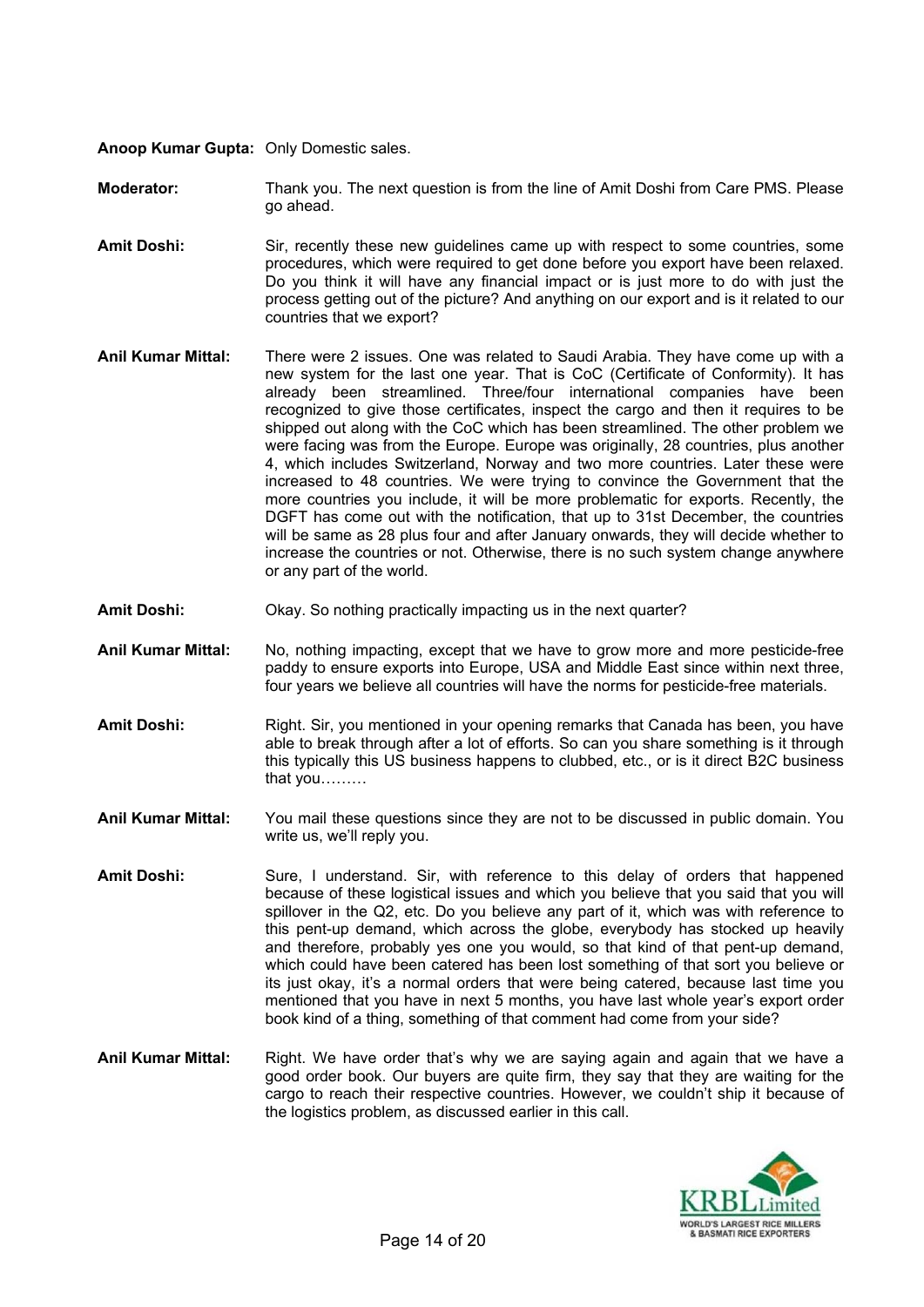**Anoop Kumar Gupta:** Only Domestic sales.

**Moderator:** Thank you. The next question is from the line of Amit Doshi from Care PMS. Please go ahead.

**Amit Doshi:** Sir, recently these new guidelines came up with respect to some countries, some procedures, which were required to get done before you export have been relaxed. Do you think it will have any financial impact or is just more to do with just the process getting out of the picture? And anything on our export and is it related to our countries that we export?

**Anil Kumar Mittal:** There were 2 issues. One was related to Saudi Arabia. They have come up with a new system for the last one year. That is CoC (Certificate of Conformity). It has already been streamlined. Three/four international companies have been recognized to give those certificates, inspect the cargo and then it requires to be shipped out along with the CoC which has been streamlined. The other problem we were facing was from the Europe. Europe was originally, 28 countries, plus another 4, which includes Switzerland, Norway and two more countries. Later these were increased to 48 countries. We were trying to convince the Government that the more countries you include, it will be more problematic for exports. Recently, the DGFT has come out with the notification, that up to 31st December, the countries will be same as 28 plus four and after January onwards, they will decide whether to increase the countries or not. Otherwise, there is no such system change anywhere or any part of the world.

**Amit Doshi:** Okay. So nothing practically impacting us in the next quarter?

**Anil Kumar Mittal:** No, nothing impacting, except that we have to grow more and more pesticide-free paddy to ensure exports into Europe, USA and Middle East since within next three, four years we believe all countries will have the norms for pesticide-free materials.

**Amit Doshi:** Right. Sir, you mentioned in your opening remarks that Canada has been, you have able to break through after a lot of efforts. So can you share something is it through this typically this US business happens to clubbed, etc., or is it direct B2C business that you………

**Anil Kumar Mittal:** You mail these questions since they are not to be discussed in public domain. You write us, we'll reply you.

**Amit Doshi:** Sure, I understand. Sir, with reference to this delay of orders that happened because of these logistical issues and which you believe that you said that you will spillover in the Q2, etc. Do you believe any part of it, which was with reference to this pent-up demand, which across the globe, everybody has stocked up heavily and therefore, probably yes one you would, so that kind of that pent-up demand, which could have been catered has been lost something of that sort you believe or its just okay, it's a normal orders that were being catered, because last time you mentioned that you have in next 5 months, you have last whole year's export order book kind of a thing, something of that comment had come from your side?

**Anil Kumar Mittal:** Right. We have order that's why we are saying again and again that we have a good order book. Our buyers are quite firm, they say that they are waiting for the cargo to reach their respective countries. However, we couldn't ship it because of the logistics problem, as discussed earlier in this call.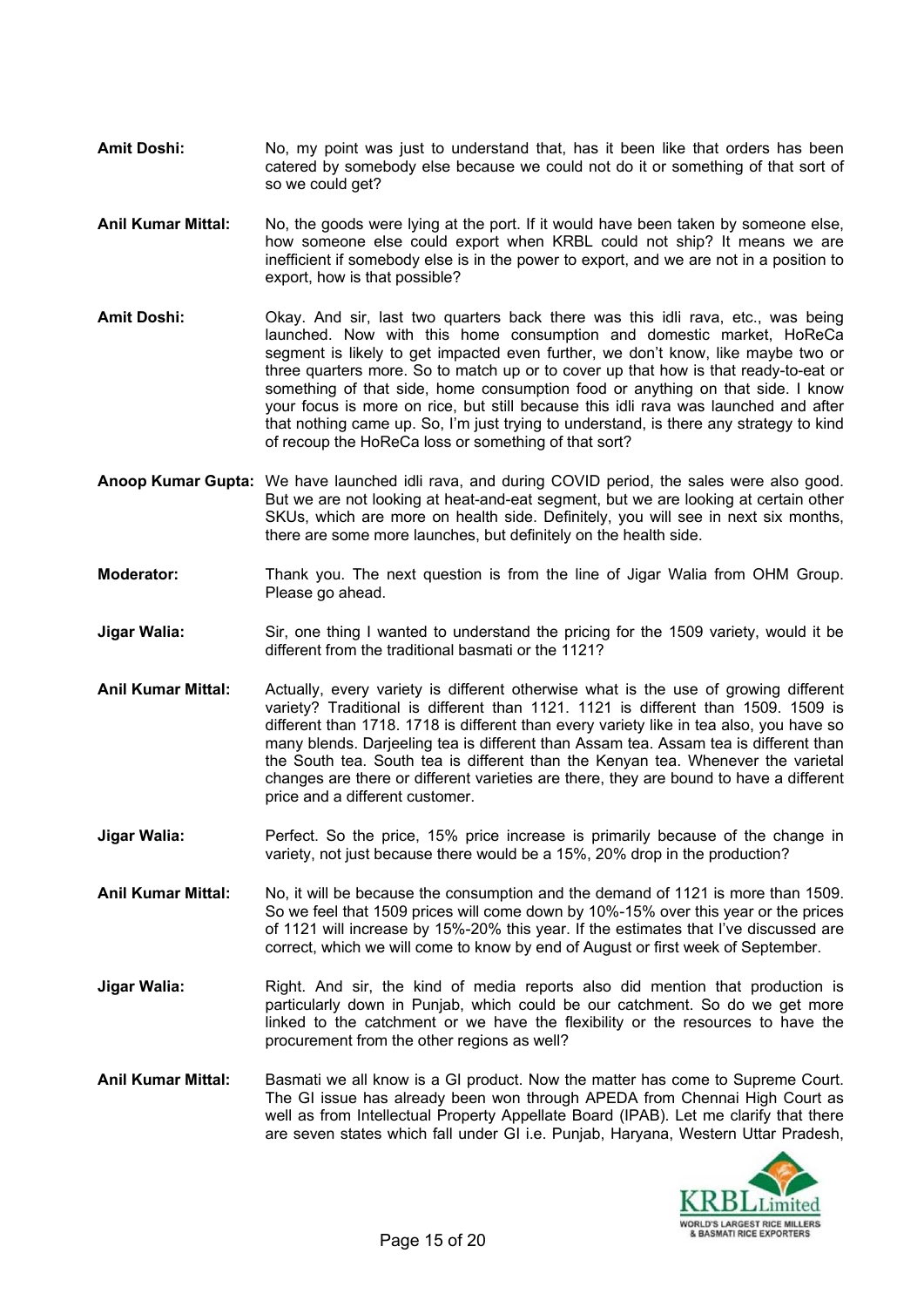**Amit Doshi:** No, my point was just to understand that, has it been like that orders has been catered by somebody else because we could not do it or something of that sort of so we could get?

**Anil Kumar Mittal:** No, the goods were lying at the port. If it would have been taken by someone else, how someone else could export when KRBL could not ship? It means we are inefficient if somebody else is in the power to export, and we are not in a position to export, how is that possible?

**Amit Doshi:** Okay. And sir, last two quarters back there was this idli rava, etc., was being launched. Now with this home consumption and domestic market, HoReCa segment is likely to get impacted even further, we don't know, like maybe two or three quarters more. So to match up or to cover up that how is that ready-to-eat or something of that side, home consumption food or anything on that side. I know your focus is more on rice, but still because this idli rava was launched and after that nothing came up. So, I'm just trying to understand, is there any strategy to kind of recoup the HoReCa loss or something of that sort?

**Anoop Kumar Gupta:** We have launched idli rava, and during COVID period, the sales were also good. But we are not looking at heat-and-eat segment, but we are looking at certain other SKUs, which are more on health side. Definitely, you will see in next six months, there are some more launches, but definitely on the health side.

**Moderator:** Thank you. The next question is from the line of Jigar Walia from OHM Group. Please go ahead.

**Jigar Walia:** Sir, one thing I wanted to understand the pricing for the 1509 variety, would it be different from the traditional basmati or the 1121?

**Anil Kumar Mittal:** Actually, every variety is different otherwise what is the use of growing different variety? Traditional is different than 1121. 1121 is different than 1509. 1509 is different than 1718. 1718 is different than every variety like in tea also, you have so many blends. Darjeeling tea is different than Assam tea. Assam tea is different than the South tea. South tea is different than the Kenyan tea. Whenever the varietal changes are there or different varieties are there, they are bound to have a different price and a different customer.

**Jigar Walia:** Perfect. So the price, 15% price increase is primarily because of the change in variety, not just because there would be a 15%, 20% drop in the production?

**Anil Kumar Mittal:** No, it will be because the consumption and the demand of 1121 is more than 1509. So we feel that 1509 prices will come down by 10%-15% over this year or the prices of 1121 will increase by 15%-20% this year. If the estimates that I've discussed are correct, which we will come to know by end of August or first week of September.

**Jigar Walia:** Right. And sir, the kind of media reports also did mention that production is particularly down in Punjab, which could be our catchment. So do we get more linked to the catchment or we have the flexibility or the resources to have the procurement from the other regions as well?

**Anil Kumar Mittal:** Basmati we all know is a GI product. Now the matter has come to Supreme Court. The GI issue has already been won through APEDA from Chennai High Court as well as from Intellectual Property Appellate Board (IPAB). Let me clarify that there are seven states which fall under GI i.e. Punjab, Haryana, Western Uttar Pradesh,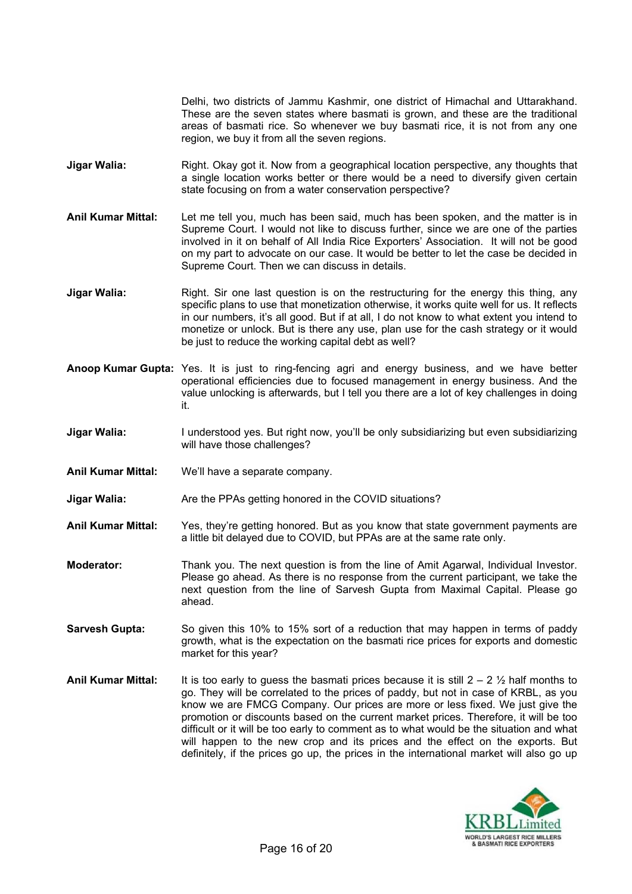Delhi, two districts of Jammu Kashmir, one district of Himachal and Uttarakhand. These are the seven states where basmati is grown, and these are the traditional areas of basmati rice. So whenever we buy basmati rice, it is not from any one region, we buy it from all the seven regions.

**Jigar Walia:** Right. Okay got it. Now from a geographical location perspective, any thoughts that a single location works better or there would be a need to diversify given certain state focusing on from a water conservation perspective?

**Anil Kumar Mittal:** Let me tell you, much has been said, much has been spoken, and the matter is in Supreme Court. I would not like to discuss further, since we are one of the parties involved in it on behalf of All India Rice Exporters' Association. It will not be good on my part to advocate on our case. It would be better to let the case be decided in Supreme Court. Then we can discuss in details.

**Jigar Walia:** Right. Sir one last question is on the restructuring for the energy this thing, any specific plans to use that monetization otherwise, it works quite well for us. It reflects in our numbers, it's all good. But if at all, I do not know to what extent you intend to monetize or unlock. But is there any use, plan use for the cash strategy or it would be just to reduce the working capital debt as well?

**Anoop Kumar Gupta:** Yes. It is just to ring-fencing agri and energy business, and we have better operational efficiencies due to focused management in energy business. And the value unlocking is afterwards, but I tell you there are a lot of key challenges in doing it.

**Jigar Walia:** I understood yes. But right now, you'll be only subsidiarizing but even subsidiarizing will have those challenges?

**Anil Kumar Mittal:** We'll have a separate company.

**Jigar Walia:** Are the PPAs getting honored in the COVID situations?

**Anil Kumar Mittal:** Yes, they're getting honored. But as you know that state government payments are a little bit delayed due to COVID, but PPAs are at the same rate only.

**Moderator:** Thank you. The next question is from the line of Amit Agarwal, Individual Investor. Please go ahead. As there is no response from the current participant, we take the next question from the line of Sarvesh Gupta from Maximal Capital. Please go ahead.

**Sarvesh Gupta:** So given this 10% to 15% sort of a reduction that may happen in terms of paddy growth, what is the expectation on the basmati rice prices for exports and domestic market for this year?

**Anil Kumar Mittal:** It is too early to guess the basmati prices because it is still 2 – 2 ½ half months to go. They will be correlated to the prices of paddy, but not in case of KRBL, as you know we are FMCG Company. Our prices are more or less fixed. We just give the promotion or discounts based on the current market prices. Therefore, it will be too difficult or it will be too early to comment as to what would be the situation and what will happen to the new crop and its prices and the effect on the exports. But definitely, if the prices go up, the prices in the international market will also go up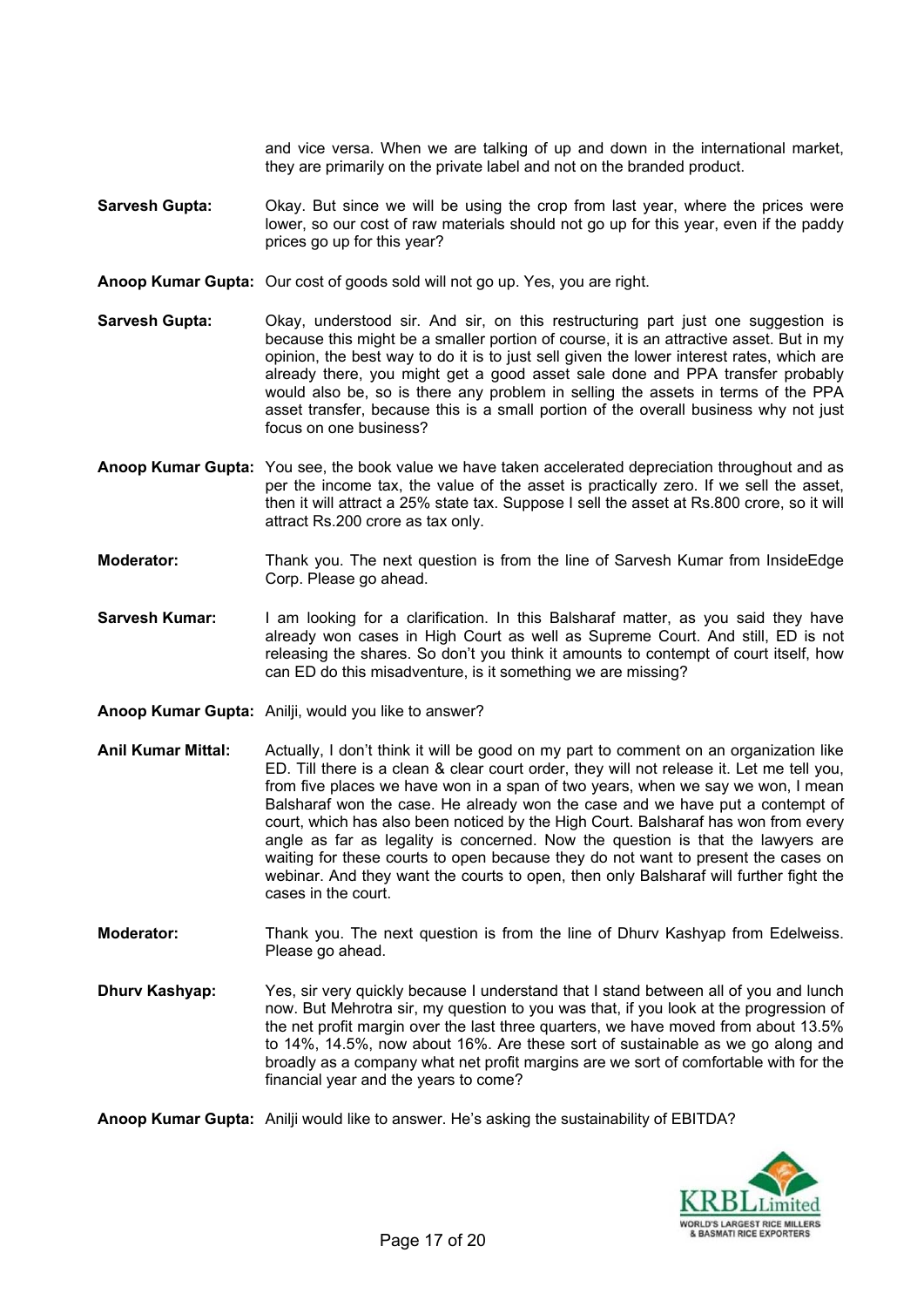and vice versa. When we are talking of up and down in the international market, they are primarily on the private label and not on the branded product.

**Sarvesh Gupta:** Okay. But since we will be using the crop from last year, where the prices were lower, so our cost of raw materials should not go up for this year, even if the paddy prices go up for this year?

**Anoop Kumar Gupta:** Our cost of goods sold will not go up. Yes, you are right.

**Sarvesh Gupta:** Okay, understood sir. And sir, on this restructuring part just one suggestion is because this might be a smaller portion of course, it is an attractive asset. But in my opinion, the best way to do it is to just sell given the lower interest rates, which are already there, you might get a good asset sale done and PPA transfer probably would also be, so is there any problem in selling the assets in terms of the PPA asset transfer, because this is a small portion of the overall business why not just focus on one business?

**Anoop Kumar Gupta:** You see, the book value we have taken accelerated depreciation throughout and as per the income tax, the value of the asset is practically zero. If we sell the asset, then it will attract a 25% state tax. Suppose I sell the asset at Rs.800 crore, so it will attract Rs.200 crore as tax only.

**Moderator:** Thank you. The next question is from the line of Sarvesh Kumar from InsideEdge Corp. Please go ahead.

**Sarvesh Kumar:** I am looking for a clarification. In this Balsharaf matter, as you said they have already won cases in High Court as well as Supreme Court. And still, ED is not releasing the shares. So don't you think it amounts to contempt of court itself, how can ED do this misadventure, is it something we are missing?

**Anoop Kumar Gupta:** Anilji, would you like to answer?

**Anil Kumar Mittal:** Actually, I don't think it will be good on my part to comment on an organization like ED. Till there is a clean & clear court order, they will not release it. Let me tell you, from five places we have won in a span of two years, when we say we won, I mean Balsharaf won the case. He already won the case and we have put a contempt of court, which has also been noticed by the High Court. Balsharaf has won from every angle as far as legality is concerned. Now the question is that the lawyers are waiting for these courts to open because they do not want to present the cases on webinar. And they want the courts to open, then only Balsharaf will further fight the cases in the court.

**Moderator:** Thank you. The next question is from the line of Dhurv Kashyap from Edelweiss. Please go ahead.

**Dhurv Kashyap:** Yes, sir very quickly because I understand that I stand between all of you and lunch now. But Mehrotra sir, my question to you was that, if you look at the progression of the net profit margin over the last three quarters, we have moved from about 13.5% to 14%, 14.5%, now about 16%. Are these sort of sustainable as we go along and broadly as a company what net profit margins are we sort of comfortable with for the financial year and the years to come?

**Anoop Kumar Gupta:** Anilji would like to answer. He's asking the sustainability of EBITDA?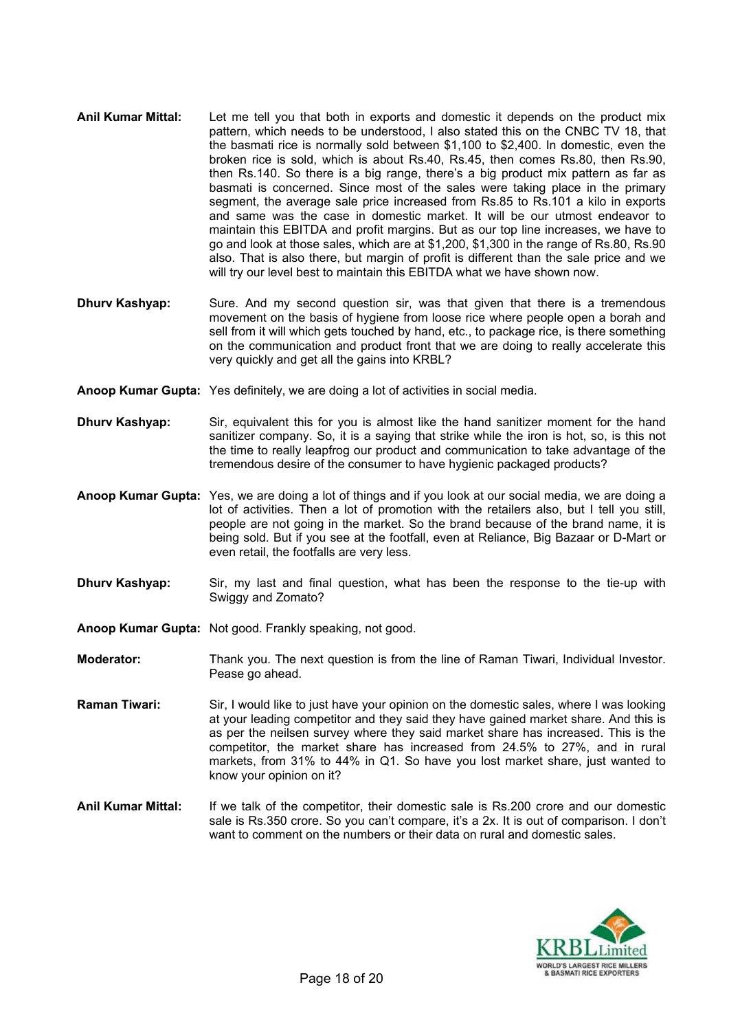**Anil Kumar Mittal:** Let me tell you that both in exports and domestic it depends on the product mix pattern, which needs to be understood, I also stated this on the CNBC TV 18, that the basmati rice is normally sold between $1,100 to $2,400. In domestic, even the broken rice is sold, which is about Rs.40, Rs.45, then comes Rs.80, then Rs.90, then Rs.140. So there is a big range, there's a big product mix pattern as far as basmati is concerned. Since most of the sales were taking place in the primary segment, the average sale price increased from Rs.85 to Rs.101 a kilo in exports and same was the case in domestic market. It will be our utmost endeavor to maintain this EBITDA and profit margins. But as our top line increases, we have to go and look at those sales, which are at $1,200, $1,300 in the range of Rs.80, Rs.90 also. That is also there, but margin of profit is different than the sale price and we will try our level best to maintain this EBITDA what we have shown now.

**Dhurv Kashyap:** Sure. And my second question sir, was that given that there is a tremendous movement on the basis of hygiene from loose rice where people open a borah and sell from it will which gets touched by hand, etc., to package rice, is there something on the communication and product front that we are doing to really accelerate this very quickly and get all the gains into KRBL?

**Anoop Kumar Gupta:** Yes definitely, we are doing a lot of activities in social media.

**Dhurv Kashyap:** Sir, equivalent this for you is almost like the hand sanitizer moment for the hand sanitizer company. So, it is a saying that strike while the iron is hot, so, is this not the time to really leapfrog our product and communication to take advantage of the tremendous desire of the consumer to have hygienic packaged products?

**Anoop Kumar Gupta:** Yes, we are doing a lot of things and if you look at our social media, we are doing a lot of activities. Then a lot of promotion with the retailers also, but I tell you still, people are not going in the market. So the brand because of the brand name, it is being sold. But if you see at the footfall, even at Reliance, Big Bazaar or D-Mart or even retail, the footfalls are very less.

**Dhurv Kashyap:** Sir, my last and final question, what has been the response to the tie-up with Swiggy and Zomato?

**Anoop Kumar Gupta:** Not good. Frankly speaking, not good.

**Moderator:** Thank you. The next question is from the line of Raman Tiwari, Individual Investor. Pease go ahead.

**Raman Tiwari:** Sir, I would like to just have your opinion on the domestic sales, where I was looking at your leading competitor and they said they have gained market share. And this is as per the neilsen survey where they said market share has increased. This is the competitor, the market share has increased from 24.5% to 27%, and in rural markets, from 31% to 44% in Q1. So have you lost market share, just wanted to know your opinion on it?

**Anil Kumar Mittal:** If we talk of the competitor, their domestic sale is Rs.200 crore and our domestic sale is Rs.350 crore. So you can't compare, it's a 2x. It is out of comparison. I don't want to comment on the numbers or their data on rural and domestic sales.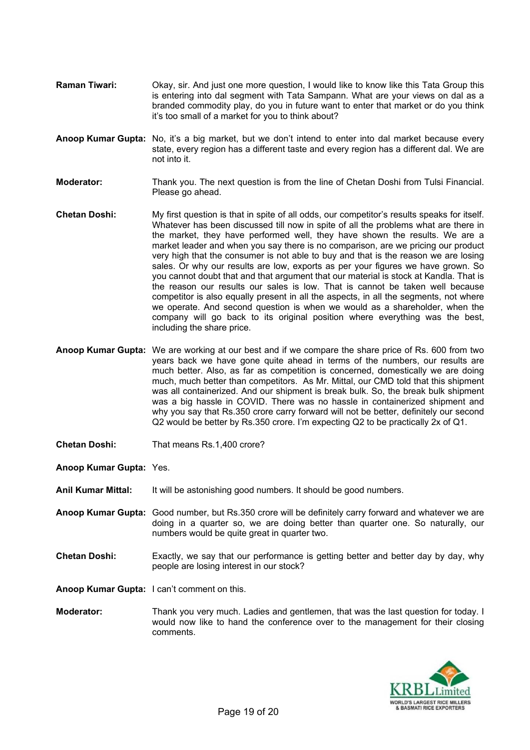**Raman Tiwari:** Okay, sir. And just one more question, I would like to know like this Tata Group this is entering into dal segment with Tata Sampann. What are your views on dal as a branded commodity play, do you in future want to enter that market or do you think it's too small of a market for you to think about?

**Anoop Kumar Gupta:** No, it's a big market, but we don't intend to enter into dal market because every state, every region has a different taste and every region has a different dal. We are not into it.

**Moderator:** Thank you. The next question is from the line of Chetan Doshi from Tulsi Financial. Please go ahead.

**Chetan Doshi:** My first question is that in spite of all odds, our competitor's results speaks for itself. Whatever has been discussed till now in spite of all the problems what are there in the market, they have performed well, they have shown the results. We are a market leader and when you say there is no comparison, are we pricing our product very high that the consumer is not able to buy and that is the reason we are losing sales. Or why our results are low, exports as per your figures we have grown. So you cannot doubt that and that argument that our material is stock at Kandla. That is the reason our results our sales is low. That is cannot be taken well because competitor is also equally present in all the aspects, in all the segments, not where we operate. And second question is when we would as a shareholder, when the company will go back to its original position where everything was the best, including the share price.

**Anoop Kumar Gupta:** We are working at our best and if we compare the share price of Rs. 600 from two years back we have gone quite ahead in terms of the numbers, our results are much better. Also, as far as competition is concerned, domestically we are doing much, much better than competitors. As Mr. Mittal, our CMD told that this shipment was all containerized. And our shipment is break bulk. So, the break bulk shipment was a big hassle in COVID. There was no hassle in containerized shipment and why you say that Rs.350 crore carry forward will not be better, definitely our second Q2 would be better by Rs.350 crore. I'm expecting Q2 to be practically 2x of Q1.

**Chetan Doshi:** That means Rs.1,400 crore?

**Anoop Kumar Gupta:** Yes.

**Anil Kumar Mittal:** It will be astonishing good numbers. It should be good numbers.

**Anoop Kumar Gupta:** Good number, but Rs.350 crore will be definitely carry forward and whatever we are doing in a quarter so, we are doing better than quarter one. So naturally, our numbers would be quite great in quarter two.

**Chetan Doshi:** Exactly, we say that our performance is getting better and better day by day, why people are losing interest in our stock?

**Anoop Kumar Gupta:** I can't comment on this.

**Moderator:** Thank you very much. Ladies and gentlemen, that was the last question for today. I would now like to hand the conference over to the management for their closing comments.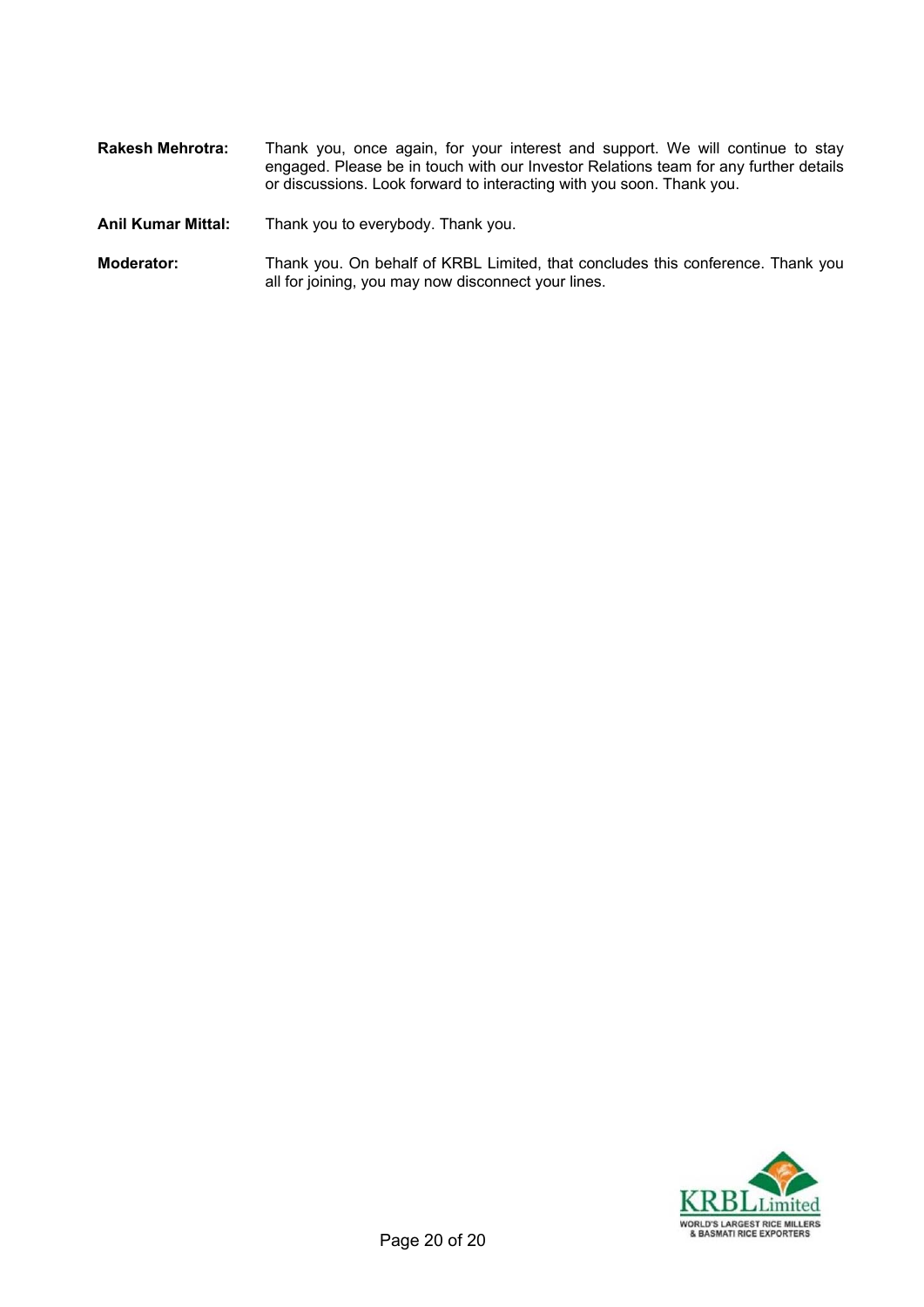**Rakesh Mehrotra:** Thank you, once again, for your interest and support. We will continue to stay engaged. Please be in touch with our Investor Relations team for any further details or discussions. Look forward to interacting with you soon. Thank you.

**Anil Kumar Mittal:** Thank you to everybody. Thank you.

**Moderator:** Thank you. On behalf of KRBL Limited, that concludes this conference. Thank you all for joining, you may now disconnect your lines.